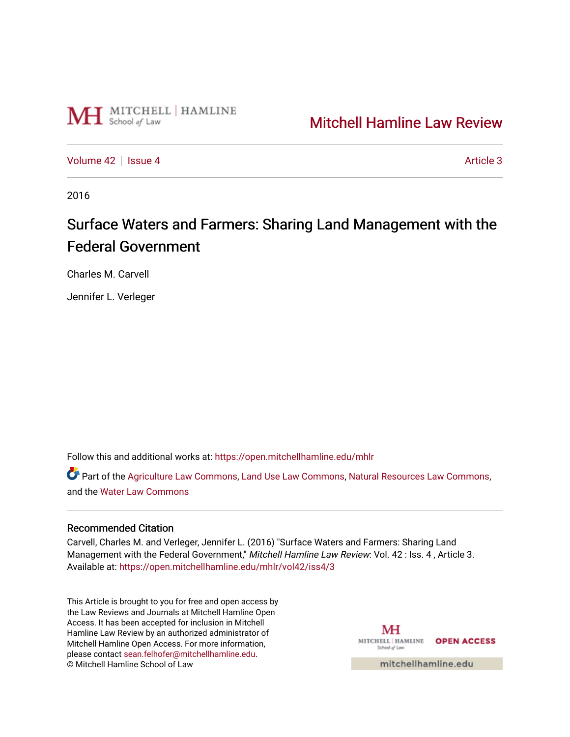Mitchell Hamline Law Review

Volume 42 | Issue 4 Article 3

2016

# Surface Waters and Farmers: Sharing Land Management with the Federal Government

Charles M. Carvell

Jennifer L. Verleger

Follow this and additional works at: https://open.mitchellhamline.edu/mhlr

Part of the Agriculture Law Commons, Land Use Law Commons, Natural Resources Law Commons, and the Water Law Commons

## Recommended Citation

Carvell, Charles M. and Verleger, Jennifer L. (2016) "Surface Waters and Farmers: Sharing Land Management with the Federal Government," *Mitchell Hamline Law Review*: Vol. 42 : Iss. 4 , Article 3. Available at: https://open.mitchellhamline.edu/mhlr/vol42/iss4/3

This Article is brought to you for free and open access by the Law Reviews and Journals at Mitchell Hamline Open Access. It has been accepted for inclusion in Mitchell Hamline Law Review by an authorized administrator of Mitchell Hamline Open Access. For more information, please contact sean.felhofer@mitchellhamline.edu.
© Mitchell Hamline School of Law

OPEN ACCESS

mitchellhamline.edu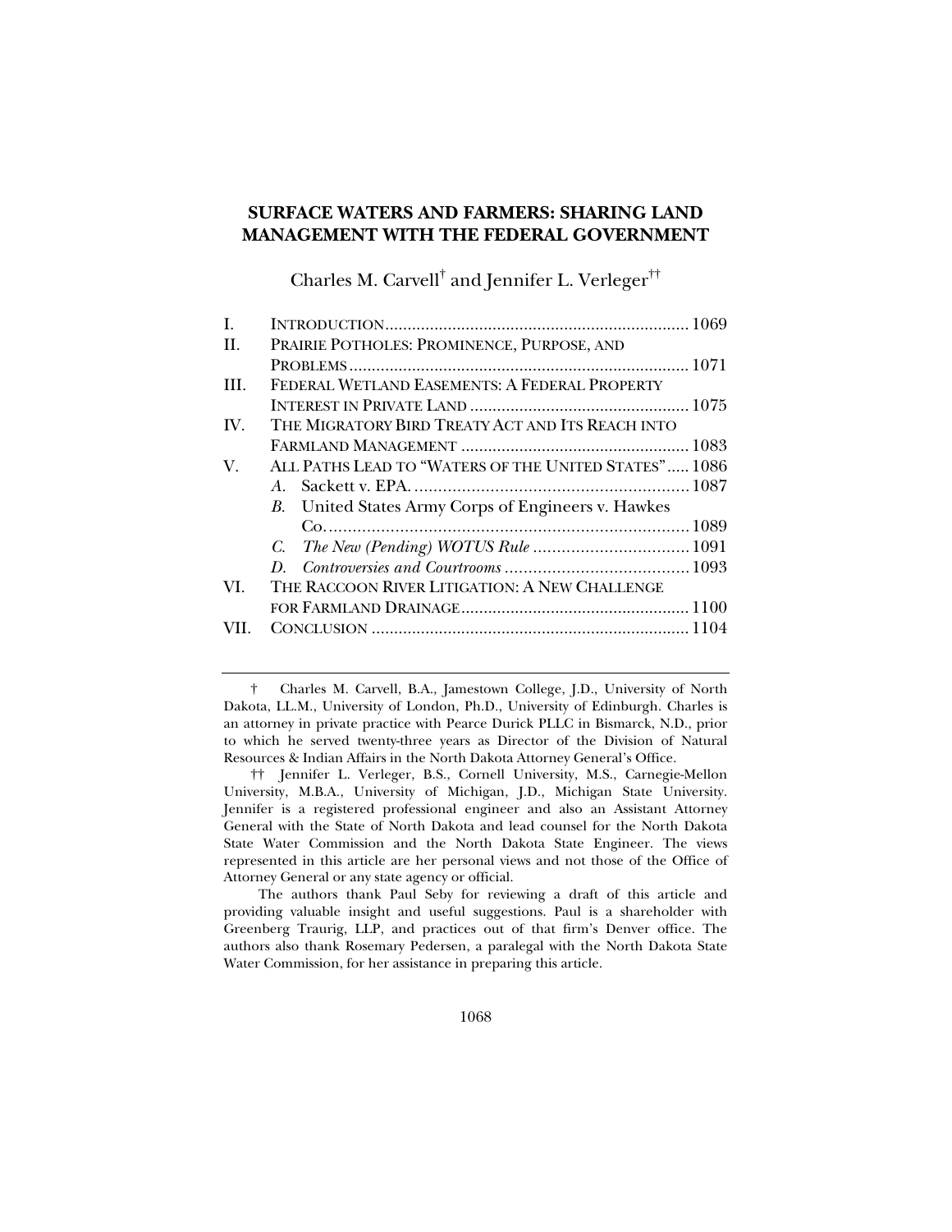# SURFACE WATERS AND FARMERS: SHARING LAND MANAGEMENT WITH THE FEDERAL GOVERNMENT

Charles M. Carvell† and Jennifer L. Verleger††

| | | |
|---|---|---|
| I. | INTRODUCTION | 1069 |
| II. | PRAIRIE POTHOLES: PROMINENCE, PURPOSE, AND PROBLEMS | 1071 |
| III. | FEDERAL WETLAND EASEMENTS: A FEDERAL PROPERTY INTEREST IN PRIVATE LAND | 1075 |
| IV. | THE MIGRATORY BIRD TREATY ACT AND ITS REACH INTO FARMLAND MANAGEMENT | 1083 |
| V. | ALL PATHS LEAD TO "WATERS OF THE UNITED STATES" | 1086 |
| | *A.* Sackett v. EPA. | 1087 |
| | *B.* United States Army Corps of Engineers v. Hawkes Co. | 1089 |
| | *C.* *The New (Pending) WOTUS Rule* | 1091 |
| | *D.* *Controversies and Courtrooms* | 1093 |
| VI. | THE RACCOON RIVER LITIGATION: A NEW CHALLENGE FOR FARMLAND DRAINAGE | 1100 |
| VII. | CONCLUSION | 1104 |

† Charles M. Carvell, B.A., Jamestown College, J.D., University of North Dakota, LL.M., University of London, Ph.D., University of Edinburgh. Charles is an attorney in private practice with Pearce Durick PLLC in Bismarck, N.D., prior to which he served twenty-three years as Director of the Division of Natural Resources & Indian Affairs in the North Dakota Attorney General's Office.

†† Jennifer L. Verleger, B.S., Cornell University, M.S., Carnegie-Mellon University, M.B.A., University of Michigan, J.D., Michigan State University. Jennifer is a registered professional engineer and also an Assistant Attorney General with the State of North Dakota and lead counsel for the North Dakota State Water Commission and the North Dakota State Engineer. The views represented in this article are her personal views and not those of the Office of Attorney General or any state agency or official.

The authors thank Paul Seby for reviewing a draft of this article and providing valuable insight and useful suggestions. Paul is a shareholder with Greenberg Traurig, LLP, and practices out of that firm's Denver office. The authors also thank Rosemary Pedersen, a paralegal with the North Dakota State Water Commission, for her assistance in preparing this article.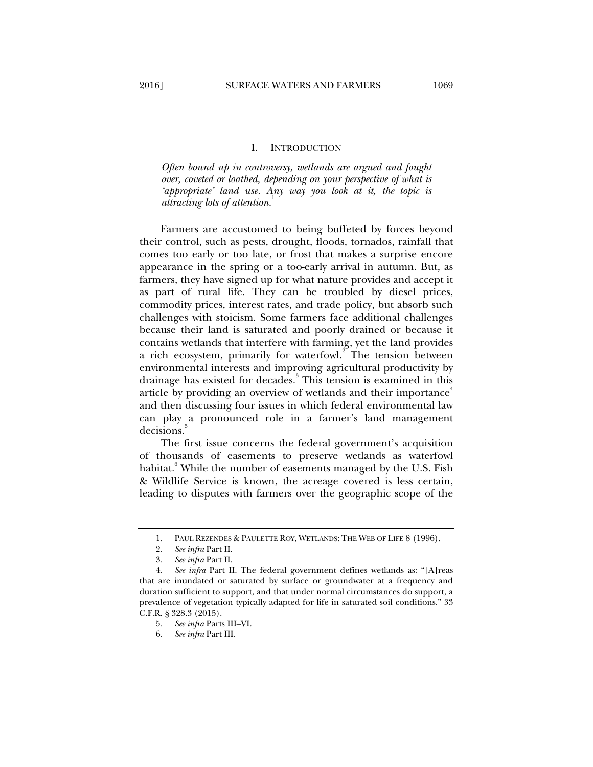## I. INTRODUCTION

*Often bound up in controversy, wetlands are argued and fought over, coveted or loathed, depending on your perspective of what is 'appropriate' land use. Any way you look at it, the topic is attracting lots of attention.*[1]

Farmers are accustomed to being buffeted by forces beyond their control, such as pests, drought, floods, tornados, rainfall that comes too early or too late, or frost that makes a surprise encore appearance in the spring or a too-early arrival in autumn. But, as farmers, they have signed up for what nature provides and accept it as part of rural life. They can be troubled by diesel prices, commodity prices, interest rates, and trade policy, but absorb such challenges with stoicism. Some farmers face additional challenges because their land is saturated and poorly drained or because it contains wetlands that interfere with farming, yet the land provides a rich ecosystem, primarily for waterfowl.[2] The tension between environmental interests and improving agricultural productivity by drainage has existed for decades.[3] This tension is examined in this article by providing an overview of wetlands and their importance[4] and then discussing four issues in which federal environmental law can play a pronounced role in a farmer's land management decisions.[5]

The first issue concerns the federal government's acquisition of thousands of easements to preserve wetlands as waterfowl habitat.[6] While the number of easements managed by the U.S. Fish & Wildlife Service is known, the acreage covered is less certain, leading to disputes with farmers over the geographic scope of the

---

1. PAUL REZENDES & PAULETTE ROY, WETLANDS: THE WEB OF LIFE 8 (1996).
2. *See infra* Part II.
3. *See infra* Part II.
4. *See infra* Part II. The federal government defines wetlands as: "[A]reas that are inundated or saturated by surface or groundwater at a frequency and duration sufficient to support, and that under normal circumstances do support, a prevalence of vegetation typically adapted for life in saturated soil conditions." 33 C.F.R. § 328.3 (2015).
5. *See infra* Parts III–VI.
6. *See infra* Part III.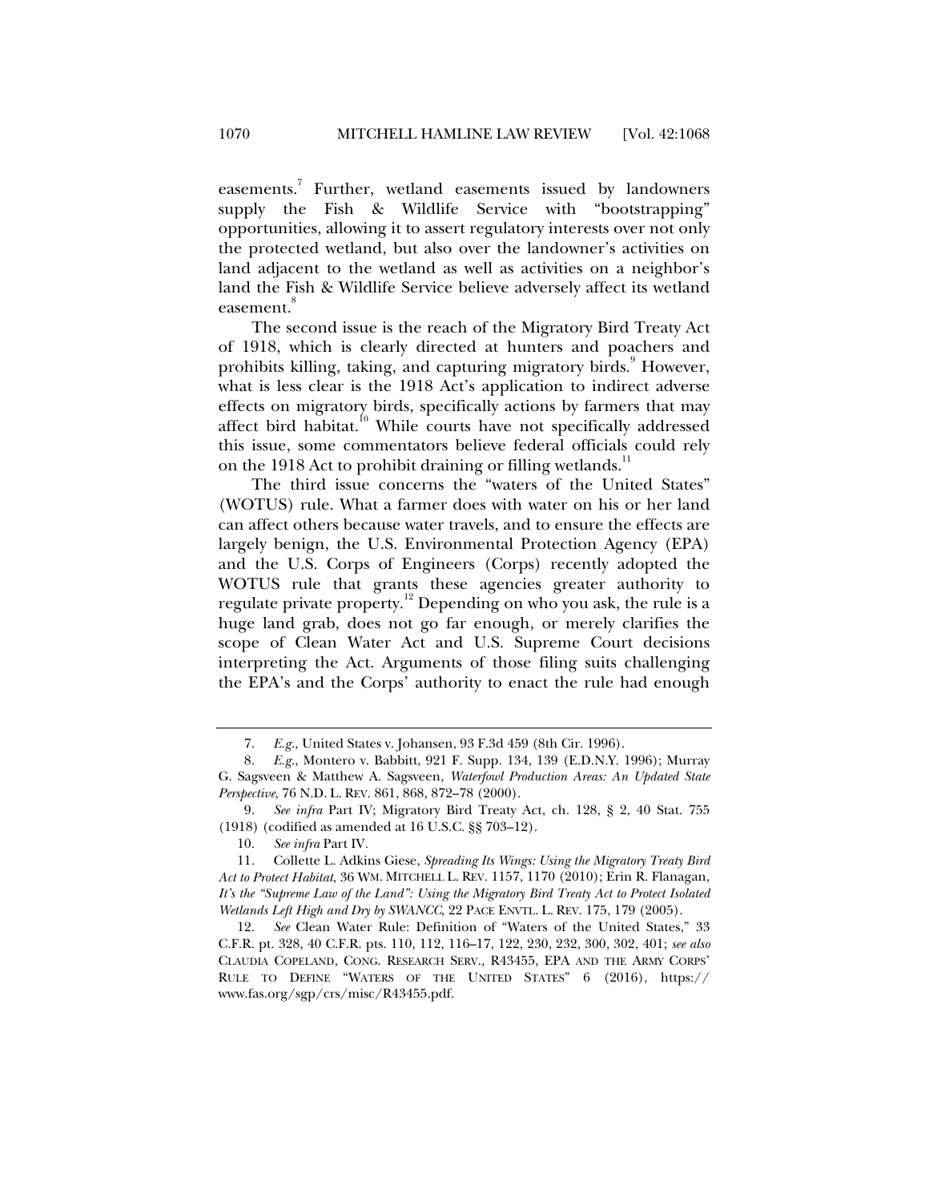easements.[7] Further, wetland easements issued by landowners supply the Fish & Wildlife Service with "bootstrapping" opportunities, allowing it to assert regulatory interests over not only the protected wetland, but also over the landowner's activities on land adjacent to the wetland as well as activities on a neighbor's land the Fish & Wildlife Service believe adversely affect its wetland easement.[8]

The second issue is the reach of the Migratory Bird Treaty Act of 1918, which is clearly directed at hunters and poachers and prohibits killing, taking, and capturing migratory birds.[9] However, what is less clear is the 1918 Act's application to indirect adverse effects on migratory birds, specifically actions by farmers that may affect bird habitat.[10] While courts have not specifically addressed this issue, some commentators believe federal officials could rely on the 1918 Act to prohibit draining or filling wetlands.[11]

The third issue concerns the "waters of the United States" (WOTUS) rule. What a farmer does with water on his or her land can affect others because water travels, and to ensure the effects are largely benign, the U.S. Environmental Protection Agency (EPA) and the U.S. Corps of Engineers (Corps) recently adopted the WOTUS rule that grants these agencies greater authority to regulate private property.[12] Depending on who you ask, the rule is a huge land grab, does not go far enough, or merely clarifies the scope of Clean Water Act and U.S. Supreme Court decisions interpreting the Act. Arguments of those filing suits challenging the EPA's and the Corps' authority to enact the rule had enough

---

7. *E.g.*, United States v. Johansen, 93 F.3d 459 (8th Cir. 1996).

8. *E.g.*, Montero v. Babbitt, 921 F. Supp. 134, 139 (E.D.N.Y. 1996); Murray G. Sagsveen & Matthew A. Sagsveen, *Waterfowl Production Areas: An Updated State Perspective*, 76 N.D. L. REV. 861, 868, 872–78 (2000).

9. *See infra* Part IV; Migratory Bird Treaty Act, ch. 128, § 2, 40 Stat. 755 (1918) (codified as amended at 16 U.S.C. §§ 703–12).

10. *See infra* Part IV.

11. Collette L. Adkins Giese, *Spreading Its Wings: Using the Migratory Treaty Bird Act to Protect Habitat*, 36 WM. MITCHELL L. REV. 1157, 1170 (2010); Erin R. Flanagan, *It's the "Supreme Law of the Land": Using the Migratory Bird Treaty Act to Protect Isolated Wetlands Left High and Dry by SWANCC*, 22 PACE ENVTL. L. REV. 175, 179 (2005).

12. *See* Clean Water Rule: Definition of "Waters of the United States," 33 C.F.R. pt. 328, 40 C.F.R. pts. 110, 112, 116–17, 122, 230, 232, 300, 302, 401; *see also* CLAUDIA COPELAND, CONG. RESEARCH SERV., R43455, EPA AND THE ARMY CORPS' RULE TO DEFINE "WATERS OF THE UNITED STATES" 6 (2016), https://www.fas.org/sgp/crs/misc/R43455.pdf.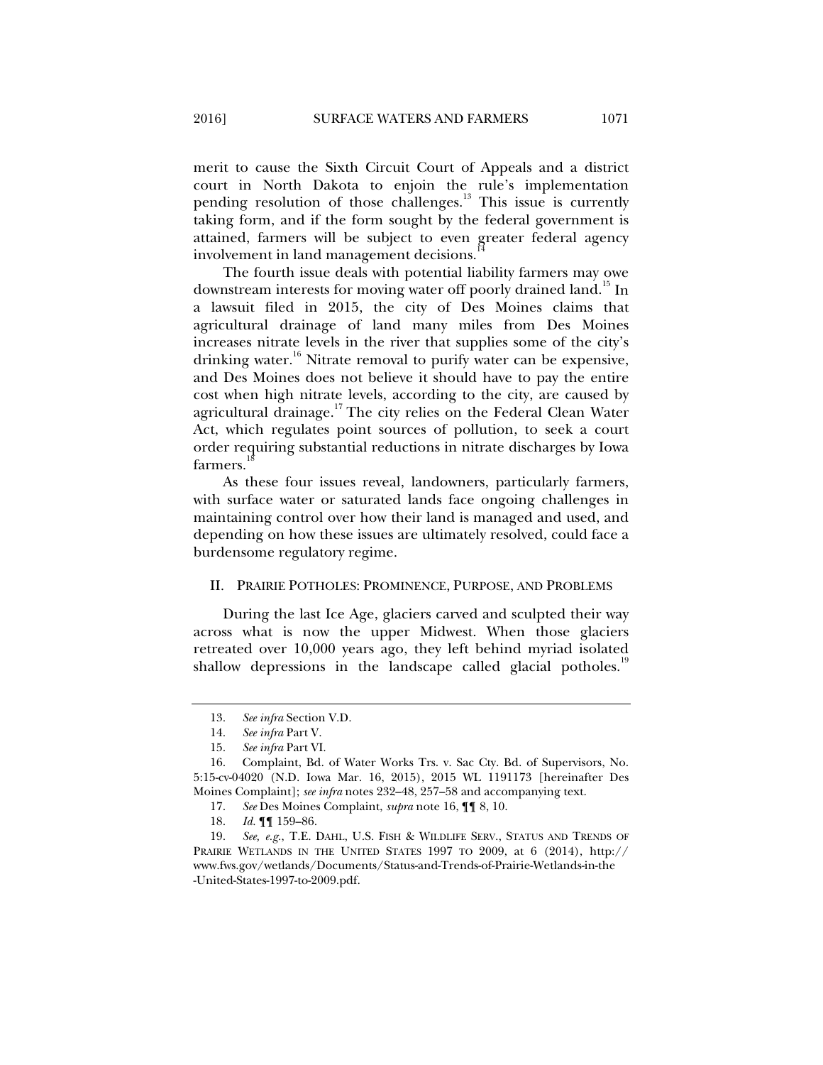merit to cause the Sixth Circuit Court of Appeals and a district court in North Dakota to enjoin the rule's implementation pending resolution of those challenges.[13] This issue is currently taking form, and if the form sought by the federal government is attained, farmers will be subject to even greater federal agency involvement in land management decisions.[14]

The fourth issue deals with potential liability farmers may owe downstream interests for moving water off poorly drained land.[15] In a lawsuit filed in 2015, the city of Des Moines claims that agricultural drainage of land many miles from Des Moines increases nitrate levels in the river that supplies some of the city's drinking water.[16] Nitrate removal to purify water can be expensive, and Des Moines does not believe it should have to pay the entire cost when high nitrate levels, according to the city, are caused by agricultural drainage.[17] The city relies on the Federal Clean Water Act, which regulates point sources of pollution, to seek a court order requiring substantial reductions in nitrate discharges by Iowa farmers.[18]

As these four issues reveal, landowners, particularly farmers, with surface water or saturated lands face ongoing challenges in maintaining control over how their land is managed and used, and depending on how these issues are ultimately resolved, could face a burdensome regulatory regime.

## II. PRAIRIE POTHOLES: PROMINENCE, PURPOSE, AND PROBLEMS

During the last Ice Age, glaciers carved and sculpted their way across what is now the upper Midwest. When those glaciers retreated over 10,000 years ago, they left behind myriad isolated shallow depressions in the landscape called glacial potholes.[19]

---

13. *See infra* Section V.D.

14. *See infra* Part V.

15. *See infra* Part VI.

16. Complaint, Bd. of Water Works Trs. v. Sac Cty. Bd. of Supervisors, No. 5:15-cv-04020 (N.D. Iowa Mar. 16, 2015), 2015 WL 1191173 [hereinafter Des Moines Complaint]; *see infra* notes 232–48, 257–58 and accompanying text.

17. *See* Des Moines Complaint, *supra* note 16, ¶¶ 8, 10.

18. *Id.* ¶¶ 159–86.

19. *See, e.g.*, T.E. DAHL, U.S. FISH & WILDLIFE SERV., STATUS AND TRENDS OF PRAIRIE WETLANDS IN THE UNITED STATES 1997 TO 2009, at 6 (2014), http://www.fws.gov/wetlands/Documents/Status-and-Trends-of-Prairie-Wetlands-in-the-United-States-1997-to-2009.pdf.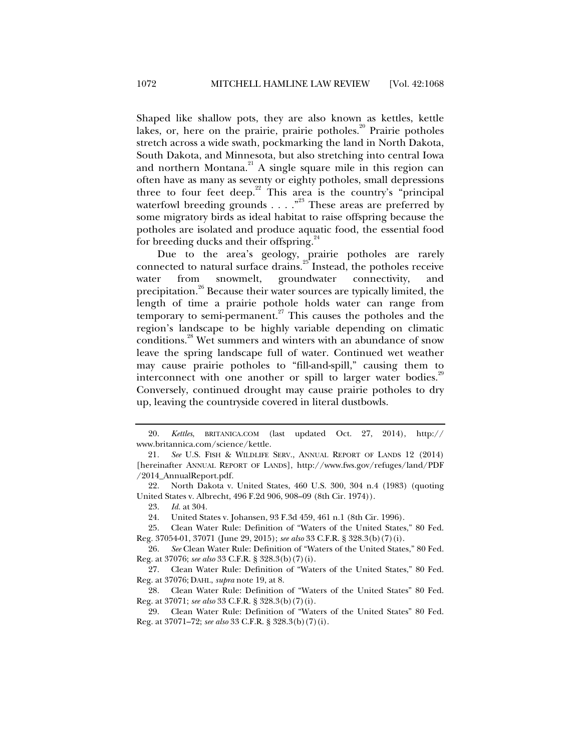Shaped like shallow pots, they are also known as kettles, kettle lakes, or, here on the prairie, prairie potholes.[20] Prairie potholes stretch across a wide swath, pockmarking the land in North Dakota, South Dakota, and Minnesota, but also stretching into central Iowa and northern Montana.[21] A single square mile in this region can often have as many as seventy or eighty potholes, small depressions three to four feet deep.[22] This area is the country's "principal waterfowl breeding grounds . . . ."[23] These areas are preferred by some migratory birds as ideal habitat to raise offspring because the potholes are isolated and produce aquatic food, the essential food for breeding ducks and their offspring.[24]

Due to the area's geology, prairie potholes are rarely connected to natural surface drains.[25] Instead, the potholes receive water from snowmelt, groundwater connectivity, and precipitation.[26] Because their water sources are typically limited, the length of time a prairie pothole holds water can range from temporary to semi-permanent.[27] This causes the potholes and the region's landscape to be highly variable depending on climatic conditions.[28] Wet summers and winters with an abundance of snow leave the spring landscape full of water. Continued wet weather may cause prairie potholes to "fill-and-spill," causing them to interconnect with one another or spill to larger water bodies.[29] Conversely, continued drought may cause prairie potholes to dry up, leaving the countryside covered in literal dustbowls.

---

20. *Kettles*, BRITANICA.COM (last updated Oct. 27, 2014), http://www.britannica.com/science/kettle.

21. *See* U.S. FISH & WILDLIFE SERV., ANNUAL REPORT OF LANDS 12 (2014) [hereinafter ANNUAL REPORT OF LANDS], http://www.fws.gov/refuges/land/PDF/2014_AnnualReport.pdf.

22. North Dakota v. United States, 460 U.S. 300, 304 n.4 (1983) (quoting United States v. Albrecht, 496 F.2d 906, 908–09 (8th Cir. 1974)).

23. *Id.* at 304.

24. United States v. Johansen, 93 F.3d 459, 461 n.1 (8th Cir. 1996).

25. Clean Water Rule: Definition of "Waters of the United States," 80 Fed. Reg. 37054-01, 37071 (June 29, 2015); *see also* 33 C.F.R. § 328.3(b)(7)(i).

26. *See* Clean Water Rule: Definition of "Waters of the United States," 80 Fed. Reg. at 37076; *see also* 33 C.F.R. § 328.3(b)(7)(i).

27. Clean Water Rule: Definition of "Waters of the United States," 80 Fed. Reg. at 37076; DAHL, *supra* note 19, at 8.

28. Clean Water Rule: Definition of "Waters of the United States" 80 Fed. Reg. at 37071; *see also* 33 C.F.R. § 328.3(b)(7)(i).

29. Clean Water Rule: Definition of "Waters of the United States" 80 Fed. Reg. at 37071–72; *see also* 33 C.F.R. § 328.3(b)(7)(i).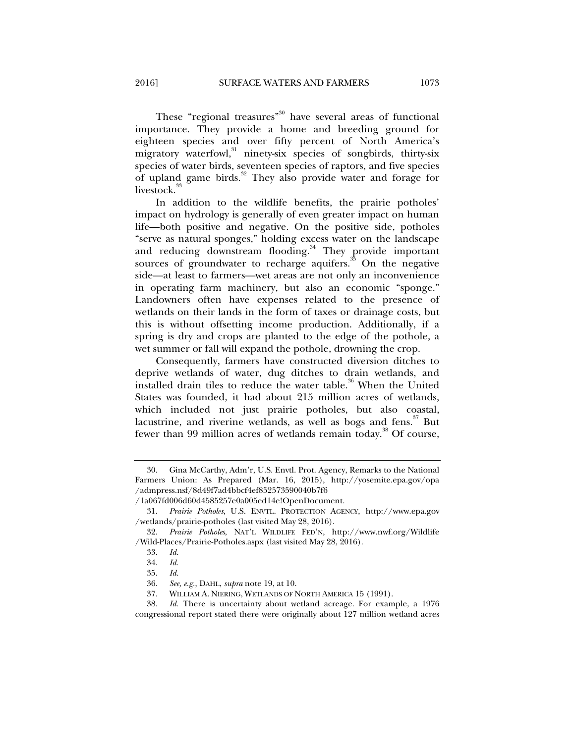These "regional treasures"[30] have several areas of functional importance. They provide a home and breeding ground for eighteen species and over fifty percent of North America's migratory waterfowl,[31] ninety-six species of songbirds, thirty-six species of water birds, seventeen species of raptors, and five species of upland game birds.[32] They also provide water and forage for livestock.[33]

In addition to the wildlife benefits, the prairie potholes' impact on hydrology is generally of even greater impact on human life—both positive and negative. On the positive side, potholes "serve as natural sponges," holding excess water on the landscape and reducing downstream flooding.[34] They provide important sources of groundwater to recharge aquifers.[35] On the negative side—at least to farmers—wet areas are not only an inconvenience in operating farm machinery, but also an economic "sponge." Landowners often have expenses related to the presence of wetlands on their lands in the form of taxes or drainage costs, but this is without offsetting income production. Additionally, if a spring is dry and crops are planted to the edge of the pothole, a wet summer or fall will expand the pothole, drowning the crop.

Consequently, farmers have constructed diversion ditches to deprive wetlands of water, dug ditches to drain wetlands, and installed drain tiles to reduce the water table.[36] When the United States was founded, it had about 215 million acres of wetlands, which included not just prairie potholes, but also coastal, lacustrine, and riverine wetlands, as well as bogs and fens.[37] But fewer than 99 million acres of wetlands remain today.[38] Of course,

---

30. Gina McCarthy, Adm'r, U.S. Envtl. Prot. Agency, Remarks to the National Farmers Union: As Prepared (Mar. 16, 2015), http://yosemite.epa.gov/opa/admpress.nsf/8d49f7ad4bbcf4ef852573590040b7f6/1a067fd006d60d4585257e0a005ed14e!OpenDocument.

31. *Prairie Potholes*, U.S. ENVTL. PROTECTION AGENCY, http://www.epa.gov/wetlands/prairie-potholes (last visited May 28, 2016).

32. *Prairie Potholes*, NAT'L WILDLIFE FED'N, http://www.nwf.org/Wildlife/Wild-Places/Prairie-Potholes.aspx (last visited May 28, 2016).

33. *Id.*

34. *Id.*

35. *Id.*

36. *See, e.g.*, DAHL, *supra* note 19, at 10.

37. WILLIAM A. NIERING, WETLANDS OF NORTH AMERICA 15 (1991).

38. *Id.* There is uncertainty about wetland acreage. For example, a 1976 congressional report stated there were originally about 127 million wetland acres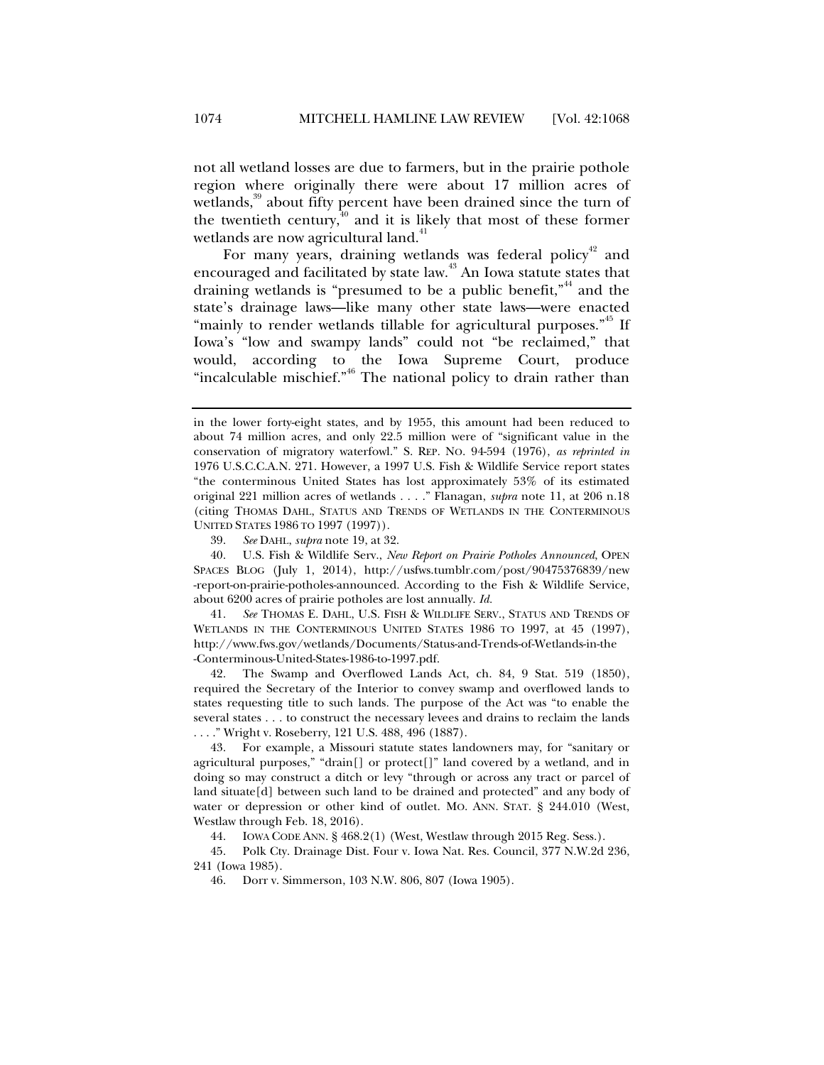not all wetland losses are due to farmers, but in the prairie pothole region where originally there were about 17 million acres of wetlands,[39] about fifty percent have been drained since the turn of the twentieth century,[40] and it is likely that most of these former wetlands are now agricultural land.[41]

For many years, draining wetlands was federal policy[42] and encouraged and facilitated by state law.[43] An Iowa statute states that draining wetlands is "presumed to be a public benefit,"[44] and the state's drainage laws—like many other state laws—were enacted "mainly to render wetlands tillable for agricultural purposes."[45] If Iowa's "low and swampy lands" could not "be reclaimed," that would, according to the Iowa Supreme Court, produce "incalculable mischief."[46] The national policy to drain rather than

---

in the lower forty-eight states, and by 1955, this amount had been reduced to about 74 million acres, and only 22.5 million were of "significant value in the conservation of migratory waterfowl." S. REP. NO. 94-594 (1976), *as reprinted in* 1976 U.S.C.C.A.N. 271. However, a 1997 U.S. Fish & Wildlife Service report states "the conterminous United States has lost approximately 53% of its estimated original 221 million acres of wetlands . . . ." Flanagan, *supra* note 11, at 206 n.18 (citing THOMAS DAHL, STATUS AND TRENDS OF WETLANDS IN THE CONTERMINOUS UNITED STATES 1986 TO 1997 (1997)).

39. *See* DAHL, *supra* note 19, at 32.

40. U.S. Fish & Wildlife Serv., *New Report on Prairie Potholes Announced*, OPEN SPACES BLOG (July 1, 2014), http://usfws.tumblr.com/post/90475376839/new-report-on-prairie-potholes-announced. According to the Fish & Wildlife Service, about 6200 acres of prairie potholes are lost annually. *Id.*

41. *See* THOMAS E. DAHL, U.S. FISH & WILDLIFE SERV., STATUS AND TRENDS OF WETLANDS IN THE CONTERMINOUS UNITED STATES 1986 TO 1997, at 45 (1997), http://www.fws.gov/wetlands/Documents/Status-and-Trends-of-Wetlands-in-the-Conterminous-United-States-1986-to-1997.pdf.

42. The Swamp and Overflowed Lands Act, ch. 84, 9 Stat. 519 (1850), required the Secretary of the Interior to convey swamp and overflowed lands to states requesting title to such lands. The purpose of the Act was "to enable the several states . . . to construct the necessary levees and drains to reclaim the lands . . . ." Wright v. Roseberry, 121 U.S. 488, 496 (1887).

43. For example, a Missouri statute states landowners may, for "sanitary or agricultural purposes," "drain[] or protect[]" land covered by a wetland, and in doing so may construct a ditch or levy "through or across any tract or parcel of land situate[d] between such land to be drained and protected" and any body of water or depression or other kind of outlet. MO. ANN. STAT. § 244.010 (West, Westlaw through Feb. 18, 2016).

44. IOWA CODE ANN. § 468.2(1) (West, Westlaw through 2015 Reg. Sess.).

45. Polk Cty. Drainage Dist. Four v. Iowa Nat. Res. Council, 377 N.W.2d 236, 241 (Iowa 1985).

46. Dorr v. Simmerson, 103 N.W. 806, 807 (Iowa 1905).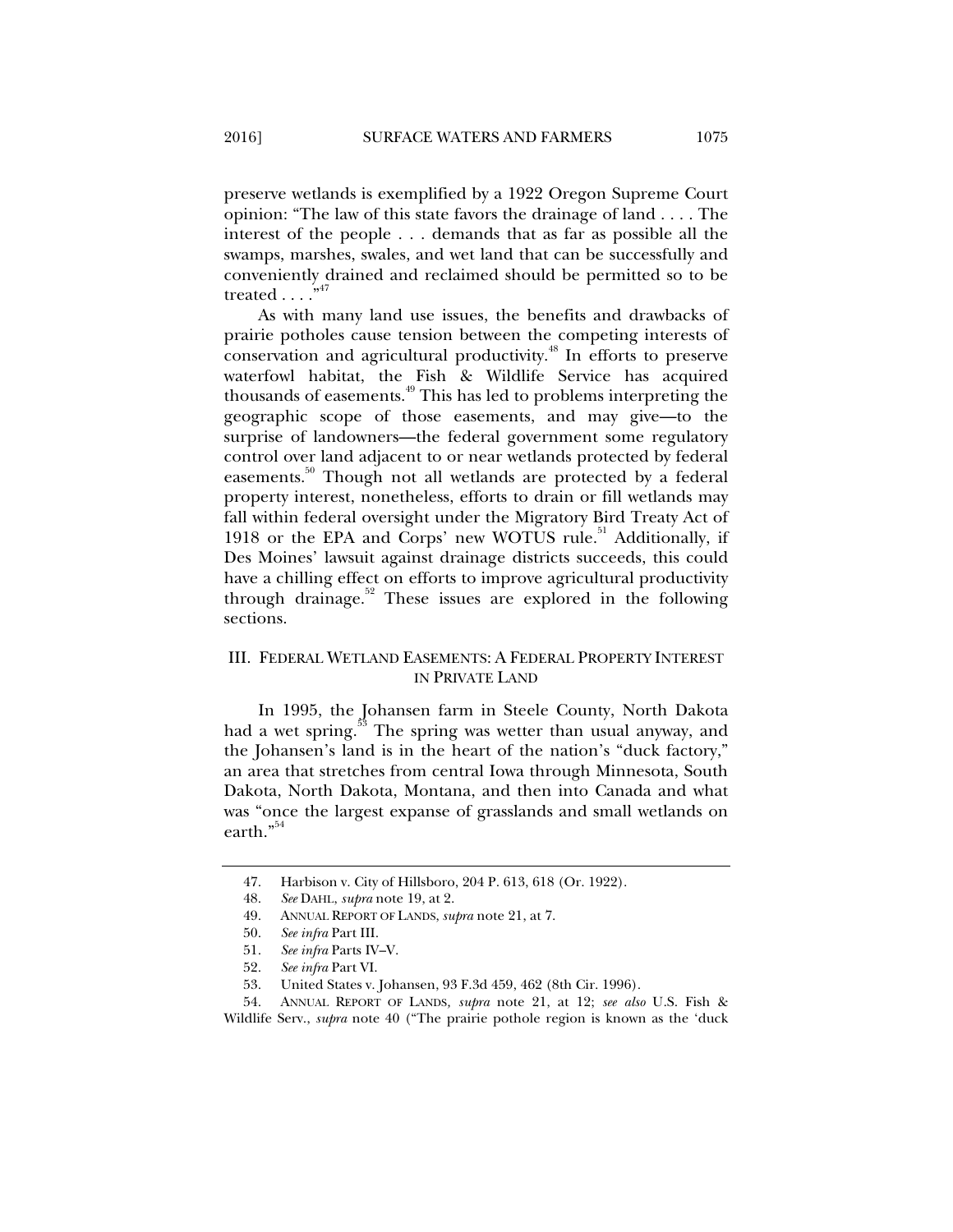preserve wetlands is exemplified by a 1922 Oregon Supreme Court opinion: "The law of this state favors the drainage of land . . . . The interest of the people . . . demands that as far as possible all the swamps, marshes, swales, and wet land that can be successfully and conveniently drained and reclaimed should be permitted so to be treated . . . ."[47]

As with many land use issues, the benefits and drawbacks of prairie potholes cause tension between the competing interests of conservation and agricultural productivity.[48] In efforts to preserve waterfowl habitat, the Fish & Wildlife Service has acquired thousands of easements.[49] This has led to problems interpreting the geographic scope of those easements, and may give—to the surprise of landowners—the federal government some regulatory control over land adjacent to or near wetlands protected by federal easements.[50] Though not all wetlands are protected by a federal property interest, nonetheless, efforts to drain or fill wetlands may fall within federal oversight under the Migratory Bird Treaty Act of 1918 or the EPA and Corps' new WOTUS rule.[51] Additionally, if Des Moines' lawsuit against drainage districts succeeds, this could have a chilling effect on efforts to improve agricultural productivity through drainage.[52] These issues are explored in the following sections.

## III. FEDERAL WETLAND EASEMENTS: A FEDERAL PROPERTY INTEREST IN PRIVATE LAND

In 1995, the Johansen farm in Steele County, North Dakota had a wet spring.[53] The spring was wetter than usual anyway, and the Johansen's land is in the heart of the nation's "duck factory," an area that stretches from central Iowa through Minnesota, South Dakota, North Dakota, Montana, and then into Canada and what was "once the largest expanse of grasslands and small wetlands on earth."[54]

---

47. Harbison v. City of Hillsboro, 204 P. 613, 618 (Or. 1922).

48. *See* DAHL, *supra* note 19, at 2.

49. ANNUAL REPORT OF LANDS, *supra* note 21, at 7.

50. *See infra* Part III.

51. *See infra* Parts IV–V.

52. *See infra* Part VI.

53. United States v. Johansen, 93 F.3d 459, 462 (8th Cir. 1996).

54. ANNUAL REPORT OF LANDS, *supra* note 21, at 12; *see also* U.S. Fish & Wildlife Serv., *supra* note 40 ("The prairie pothole region is known as the 'duck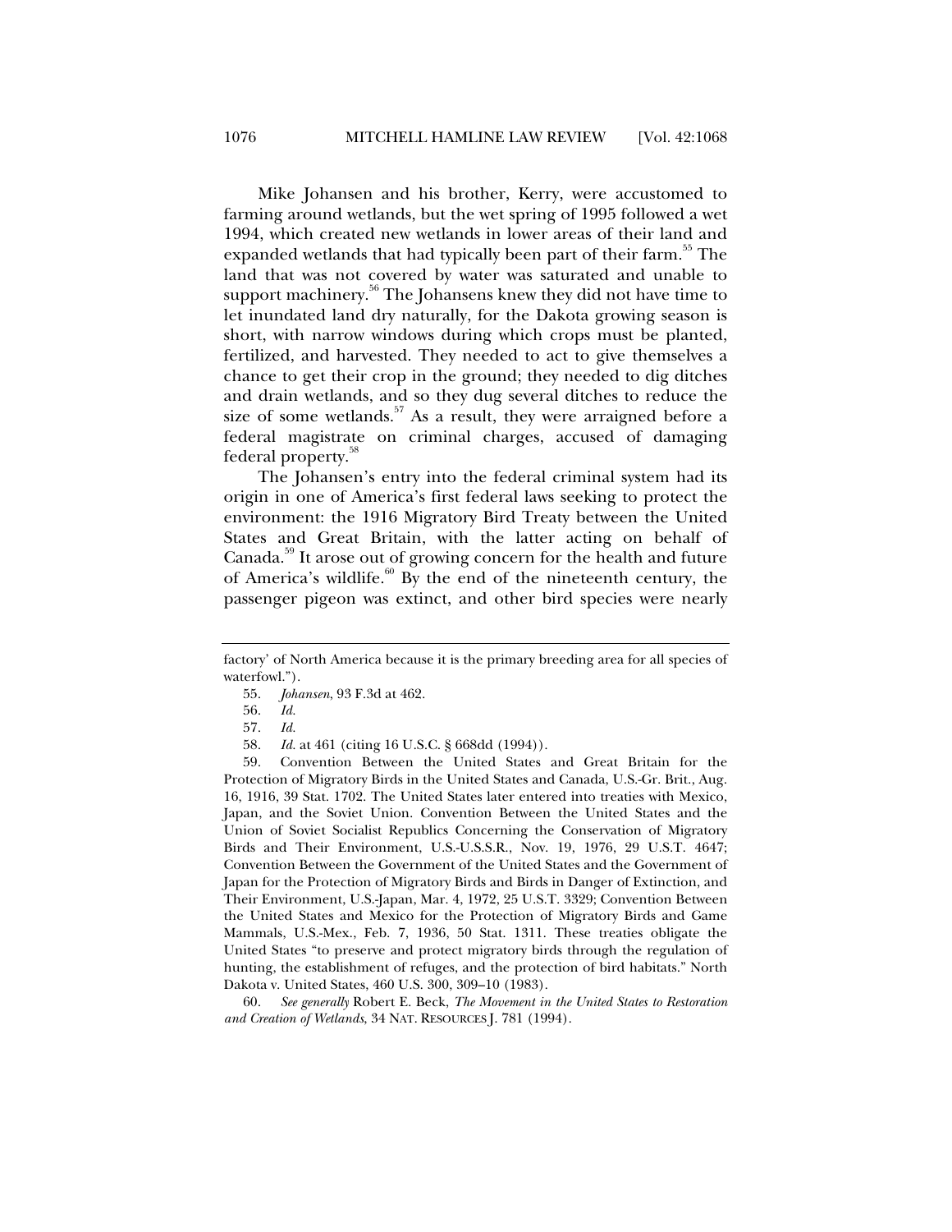Mike Johansen and his brother, Kerry, were accustomed to farming around wetlands, but the wet spring of 1995 followed a wet 1994, which created new wetlands in lower areas of their land and expanded wetlands that had typically been part of their farm.[55] The land that was not covered by water was saturated and unable to support machinery.[56] The Johansens knew they did not have time to let inundated land dry naturally, for the Dakota growing season is short, with narrow windows during which crops must be planted, fertilized, and harvested. They needed to act to give themselves a chance to get their crop in the ground; they needed to dig ditches and drain wetlands, and so they dug several ditches to reduce the size of some wetlands.[57] As a result, they were arraigned before a federal magistrate on criminal charges, accused of damaging federal property.[58]

The Johansen's entry into the federal criminal system had its origin in one of America's first federal laws seeking to protect the environment: the 1916 Migratory Bird Treaty between the United States and Great Britain, with the latter acting on behalf of Canada.[59] It arose out of growing concern for the health and future of America's wildlife.[60] By the end of the nineteenth century, the passenger pigeon was extinct, and other bird species were nearly

---

factory' of North America because it is the primary breeding area for all species of waterfowl.").

55. *Johansen*, 93 F.3d at 462.

56. *Id.*

57. *Id.*

58. *Id.* at 461 (citing 16 U.S.C. § 668dd (1994)).

59. Convention Between the United States and Great Britain for the Protection of Migratory Birds in the United States and Canada, U.S.-Gr. Brit., Aug. 16, 1916, 39 Stat. 1702. The United States later entered into treaties with Mexico, Japan, and the Soviet Union. Convention Between the United States and the Union of Soviet Socialist Republics Concerning the Conservation of Migratory Birds and Their Environment, U.S.-U.S.S.R., Nov. 19, 1976, 29 U.S.T. 4647; Convention Between the Government of the United States and the Government of Japan for the Protection of Migratory Birds and Birds in Danger of Extinction, and Their Environment, U.S.-Japan, Mar. 4, 1972, 25 U.S.T. 3329; Convention Between the United States and Mexico for the Protection of Migratory Birds and Game Mammals, U.S.-Mex., Feb. 7, 1936, 50 Stat. 1311. These treaties obligate the United States "to preserve and protect migratory birds through the regulation of hunting, the establishment of refuges, and the protection of bird habitats." North Dakota v. United States, 460 U.S. 300, 309–10 (1983).

60. *See generally* Robert E. Beck, *The Movement in the United States to Restoration and Creation of Wetlands*, 34 NAT. RESOURCES J. 781 (1994).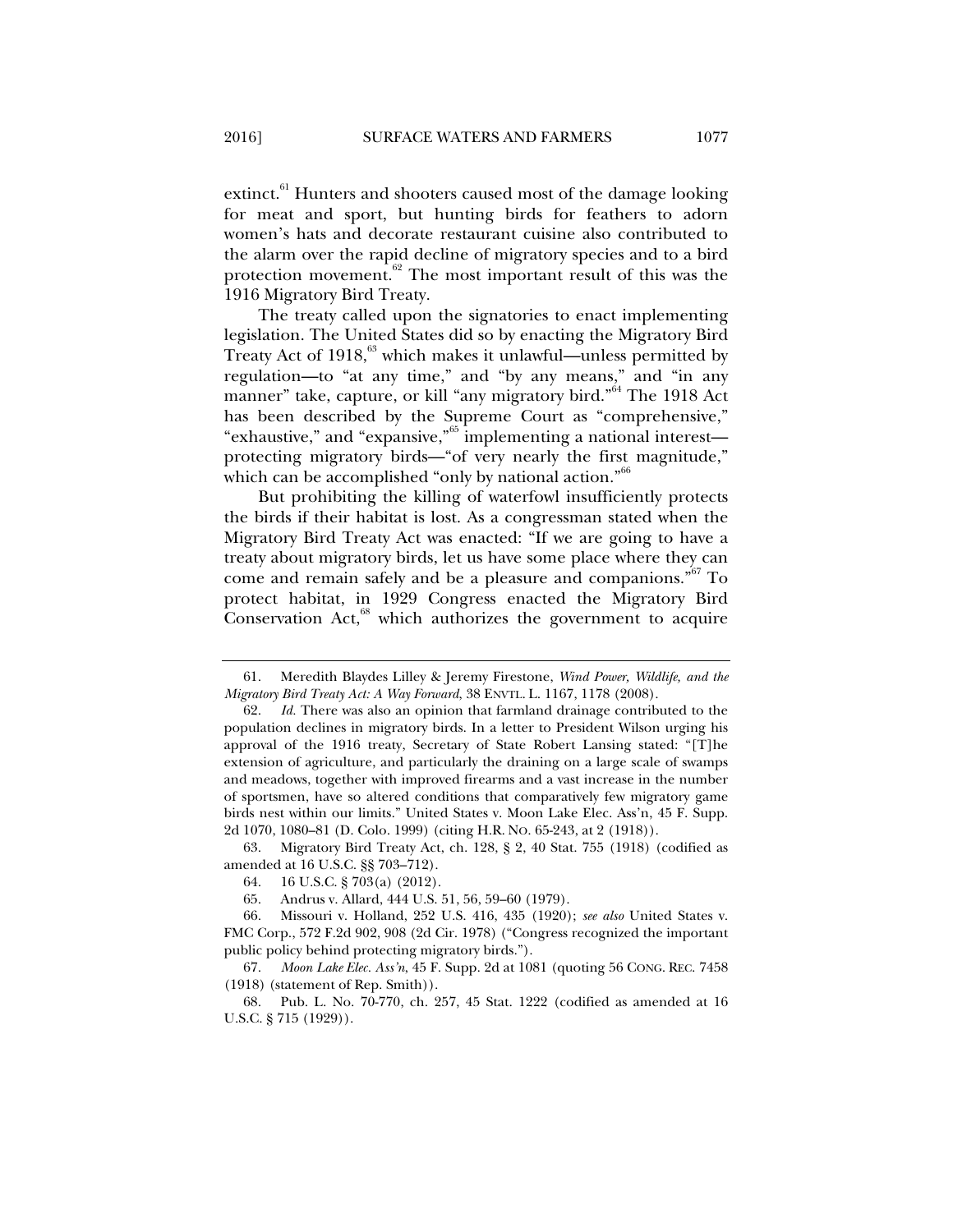extinct.[61] Hunters and shooters caused most of the damage looking for meat and sport, but hunting birds for feathers to adorn women's hats and decorate restaurant cuisine also contributed to the alarm over the rapid decline of migratory species and to a bird protection movement.[62] The most important result of this was the 1916 Migratory Bird Treaty.

The treaty called upon the signatories to enact implementing legislation. The United States did so by enacting the Migratory Bird Treaty Act of 1918,[63] which makes it unlawful—unless permitted by regulation—to "at any time," and "by any means," and "in any manner" take, capture, or kill "any migratory bird."[64] The 1918 Act has been described by the Supreme Court as "comprehensive," "exhaustive," and "expansive,"[65] implementing a national interest—protecting migratory birds—"of very nearly the first magnitude," which can be accomplished "only by national action."[66]

But prohibiting the killing of waterfowl insufficiently protects the birds if their habitat is lost. As a congressman stated when the Migratory Bird Treaty Act was enacted: "If we are going to have a treaty about migratory birds, let us have some place where they can come and remain safely and be a pleasure and companions."[67] To protect habitat, in 1929 Congress enacted the Migratory Bird Conservation Act,[68] which authorizes the government to acquire

---

61. Meredith Blaydes Lilley & Jeremy Firestone, *Wind Power, Wildlife, and the Migratory Bird Treaty Act: A Way Forward*, 38 ENVTL. L. 1167, 1178 (2008).

62. *Id.* There was also an opinion that farmland drainage contributed to the population declines in migratory birds. In a letter to President Wilson urging his approval of the 1916 treaty, Secretary of State Robert Lansing stated: "[T]he extension of agriculture, and particularly the draining on a large scale of swamps and meadows, together with improved firearms and a vast increase in the number of sportsmen, have so altered conditions that comparatively few migratory game birds nest within our limits." United States v. Moon Lake Elec. Ass'n, 45 F. Supp. 2d 1070, 1080–81 (D. Colo. 1999) (citing H.R. NO. 65-243, at 2 (1918)).

63. Migratory Bird Treaty Act, ch. 128, § 2, 40 Stat. 755 (1918) (codified as amended at 16 U.S.C. §§ 703–712).

64. 16 U.S.C. § 703(a) (2012).

65. Andrus v. Allard, 444 U.S. 51, 56, 59–60 (1979).

66. Missouri v. Holland, 252 U.S. 416, 435 (1920); *see also* United States v. FMC Corp., 572 F.2d 902, 908 (2d Cir. 1978) ("Congress recognized the important public policy behind protecting migratory birds.").

67. *Moon Lake Elec. Ass'n*, 45 F. Supp. 2d at 1081 (quoting 56 CONG. REC. 7458 (1918) (statement of Rep. Smith)).

68. Pub. L. No. 70-770, ch. 257, 45 Stat. 1222 (codified as amended at 16 U.S.C. § 715 (1929)).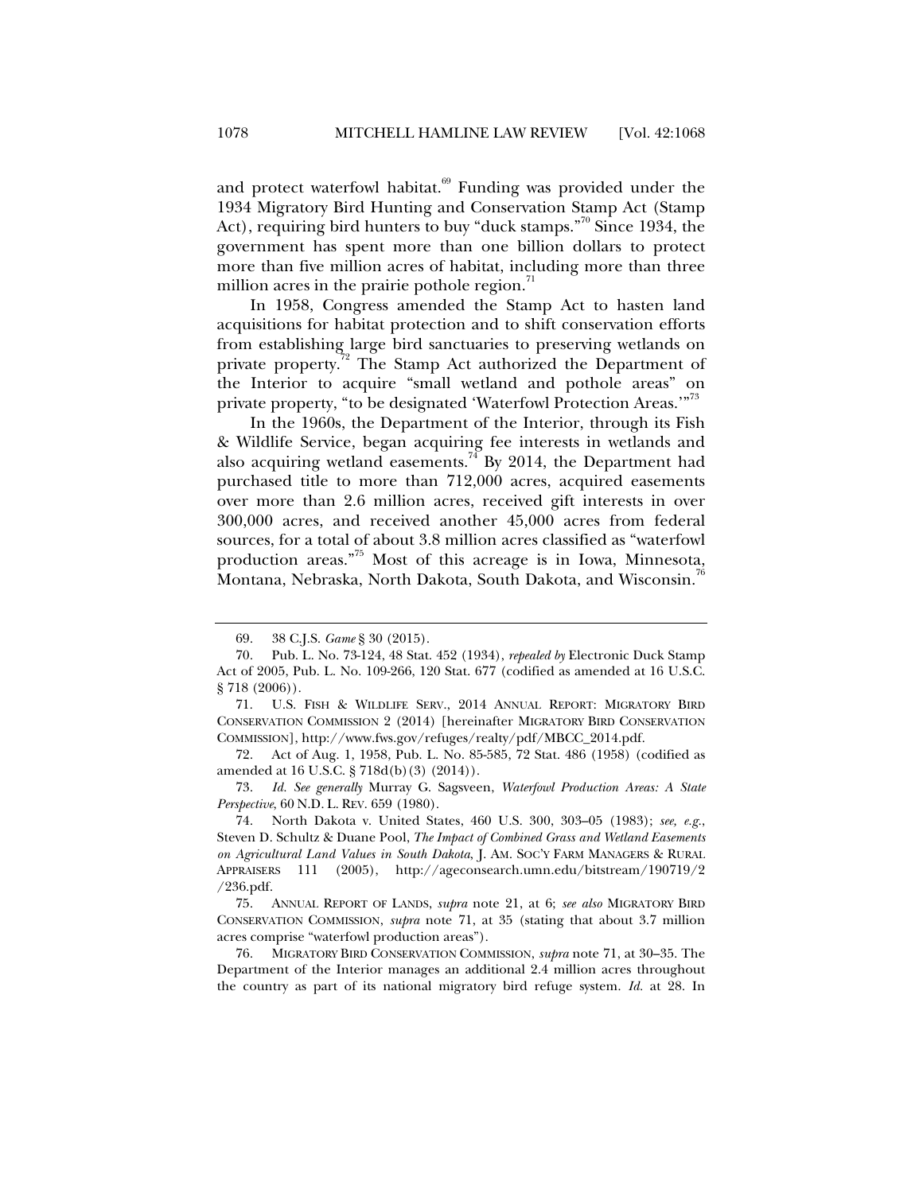and protect waterfowl habitat.[69] Funding was provided under the 1934 Migratory Bird Hunting and Conservation Stamp Act (Stamp Act), requiring bird hunters to buy "duck stamps."[70] Since 1934, the government has spent more than one billion dollars to protect more than five million acres of habitat, including more than three million acres in the prairie pothole region.[71]

In 1958, Congress amended the Stamp Act to hasten land acquisitions for habitat protection and to shift conservation efforts from establishing large bird sanctuaries to preserving wetlands on private property.[72] The Stamp Act authorized the Department of the Interior to acquire "small wetland and pothole areas" on private property, "to be designated 'Waterfowl Protection Areas.'"[73]

In the 1960s, the Department of the Interior, through its Fish & Wildlife Service, began acquiring fee interests in wetlands and also acquiring wetland easements.[74] By 2014, the Department had purchased title to more than 712,000 acres, acquired easements over more than 2.6 million acres, received gift interests in over 300,000 acres, and received another 45,000 acres from federal sources, for a total of about 3.8 million acres classified as "waterfowl production areas."[75] Most of this acreage is in Iowa, Minnesota, Montana, Nebraska, North Dakota, South Dakota, and Wisconsin.[76]

---

69. 38 C.J.S. *Game* § 30 (2015).

70. Pub. L. No. 73-124, 48 Stat. 452 (1934), *repealed by* Electronic Duck Stamp Act of 2005, Pub. L. No. 109-266, 120 Stat. 677 (codified as amended at 16 U.S.C. § 718 (2006)).

71. U.S. FISH & WILDLIFE SERV., 2014 ANNUAL REPORT: MIGRATORY BIRD CONSERVATION COMMISSION 2 (2014) [hereinafter MIGRATORY BIRD CONSERVATION COMMISSION], http://www.fws.gov/refuges/realty/pdf/MBCC_2014.pdf.

72. Act of Aug. 1, 1958, Pub. L. No. 85-585, 72 Stat. 486 (1958) (codified as amended at 16 U.S.C. § 718d(b)(3) (2014)).

73. *Id. See generally* Murray G. Sagsveen, *Waterfowl Production Areas: A State Perspective*, 60 N.D. L. REV. 659 (1980).

74. North Dakota v. United States, 460 U.S. 300, 303–05 (1983); *see, e.g.*, Steven D. Schultz & Duane Pool, *The Impact of Combined Grass and Wetland Easements on Agricultural Land Values in South Dakota*, J. AM. SOC'Y FARM MANAGERS & RURAL APPRAISERS 111 (2005), http://ageconsearch.umn.edu/bitstream/190719/2/236.pdf.

75. ANNUAL REPORT OF LANDS, *supra* note 21, at 6; *see also* MIGRATORY BIRD CONSERVATION COMMISSION, *supra* note 71, at 35 (stating that about 3.7 million acres comprise "waterfowl production areas").

76. MIGRATORY BIRD CONSERVATION COMMISSION, *supra* note 71, at 30–35. The Department of the Interior manages an additional 2.4 million acres throughout the country as part of its national migratory bird refuge system. *Id.* at 28. In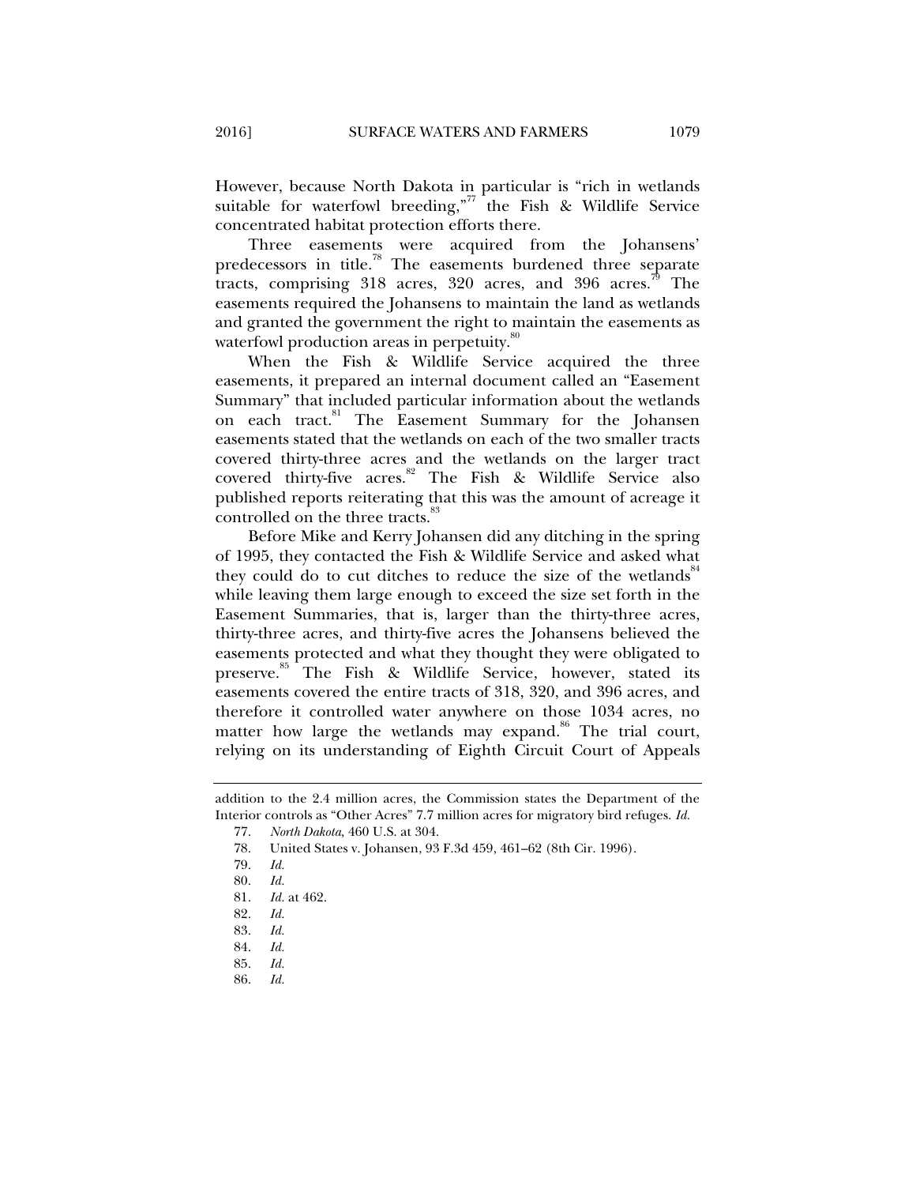However, because North Dakota in particular is "rich in wetlands suitable for waterfowl breeding,"[77] the Fish & Wildlife Service concentrated habitat protection efforts there.

Three easements were acquired from the Johansens' predecessors in title.[78] The easements burdened three separate tracts, comprising 318 acres, 320 acres, and 396 acres.[79] The easements required the Johansens to maintain the land as wetlands and granted the government the right to maintain the easements as waterfowl production areas in perpetuity.[80]

When the Fish & Wildlife Service acquired the three easements, it prepared an internal document called an "Easement Summary" that included particular information about the wetlands on each tract.[81] The Easement Summary for the Johansen easements stated that the wetlands on each of the two smaller tracts covered thirty-three acres and the wetlands on the larger tract covered thirty-five acres.[82] The Fish & Wildlife Service also published reports reiterating that this was the amount of acreage it controlled on the three tracts.[83]

Before Mike and Kerry Johansen did any ditching in the spring of 1995, they contacted the Fish & Wildlife Service and asked what they could do to cut ditches to reduce the size of the wetlands[84] while leaving them large enough to exceed the size set forth in the Easement Summaries, that is, larger than the thirty-three acres, thirty-three acres, and thirty-five acres the Johansens believed the easements protected and what they thought they were obligated to preserve.[85] The Fish & Wildlife Service, however, stated its easements covered the entire tracts of 318, 320, and 396 acres, and therefore it controlled water anywhere on those 1034 acres, no matter how large the wetlands may expand.[86] The trial court, relying on its understanding of Eighth Circuit Court of Appeals

---

addition to the 2.4 million acres, the Commission states the Department of the Interior controls as "Other Acres" 7.7 million acres for migratory bird refuges. *Id.*

77. *North Dakota*, 460 U.S. at 304.

78. United States v. Johansen, 93 F.3d 459, 461–62 (8th Cir. 1996).

79. *Id.*

80. *Id.*

81. *Id.* at 462.

82. *Id.*

83. *Id.*

84. *Id.*

85. *Id.*

86. *Id.*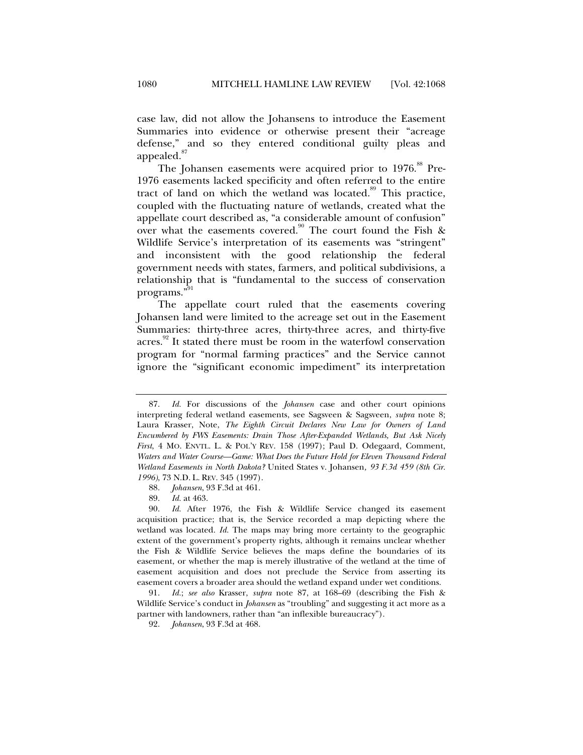case law, did not allow the Johansens to introduce the Easement Summaries into evidence or otherwise present their "acreage defense," and so they entered conditional guilty pleas and appealed.[87]

The Johansen easements were acquired prior to 1976.[88] Pre-1976 easements lacked specificity and often referred to the entire tract of land on which the wetland was located.[89] This practice, coupled with the fluctuating nature of wetlands, created what the appellate court described as, "a considerable amount of confusion" over what the easements covered.[90] The court found the Fish & Wildlife Service's interpretation of its easements was "stringent" and inconsistent with the good relationship the federal government needs with states, farmers, and political subdivisions, a relationship that is "fundamental to the success of conservation programs."[91]

The appellate court ruled that the easements covering Johansen land were limited to the acreage set out in the Easement Summaries: thirty-three acres, thirty-three acres, and thirty-five acres.[92] It stated there must be room in the waterfowl conservation program for "normal farming practices" and the Service cannot ignore the "significant economic impediment" its interpretation

---

87. *Id.* For discussions of the *Johansen* case and other court opinions interpreting federal wetland easements, see Sagsveen & Sagsveen, *supra* note 8; Laura Krasser, Note, *The Eighth Circuit Declares New Law for Owners of Land Encumbered by FWS Easements: Drain Those After-Expanded Wetlands, But Ask Nicely First*, 4 MO. ENVTL. L. & POL'Y REV. 158 (1997); Paul D. Odegaard, Comment, *Waters and Water Course—Game: What Does the Future Hold for Eleven Thousand Federal Wetland Easements in North Dakota?* United States v. Johansen*, 93 F.3d 459 (8th Cir. 1996)*, 73 N.D. L. REV. 345 (1997).

88. *Johansen*, 93 F.3d at 461.

89. *Id.* at 463.

90. *Id.* After 1976, the Fish & Wildlife Service changed its easement acquisition practice; that is, the Service recorded a map depicting where the wetland was located. *Id.* The maps may bring more certainty to the geographic extent of the government's property rights, although it remains unclear whether the Fish & Wildlife Service believes the maps define the boundaries of its easement, or whether the map is merely illustrative of the wetland at the time of easement acquisition and does not preclude the Service from asserting its easement covers a broader area should the wetland expand under wet conditions.

91. *Id.*; *see also* Krasser, *supra* note 87, at 168–69 (describing the Fish & Wildlife Service's conduct in *Johansen* as "troubling" and suggesting it act more as a partner with landowners, rather than "an inflexible bureaucracy").

92. *Johansen*, 93 F.3d at 468.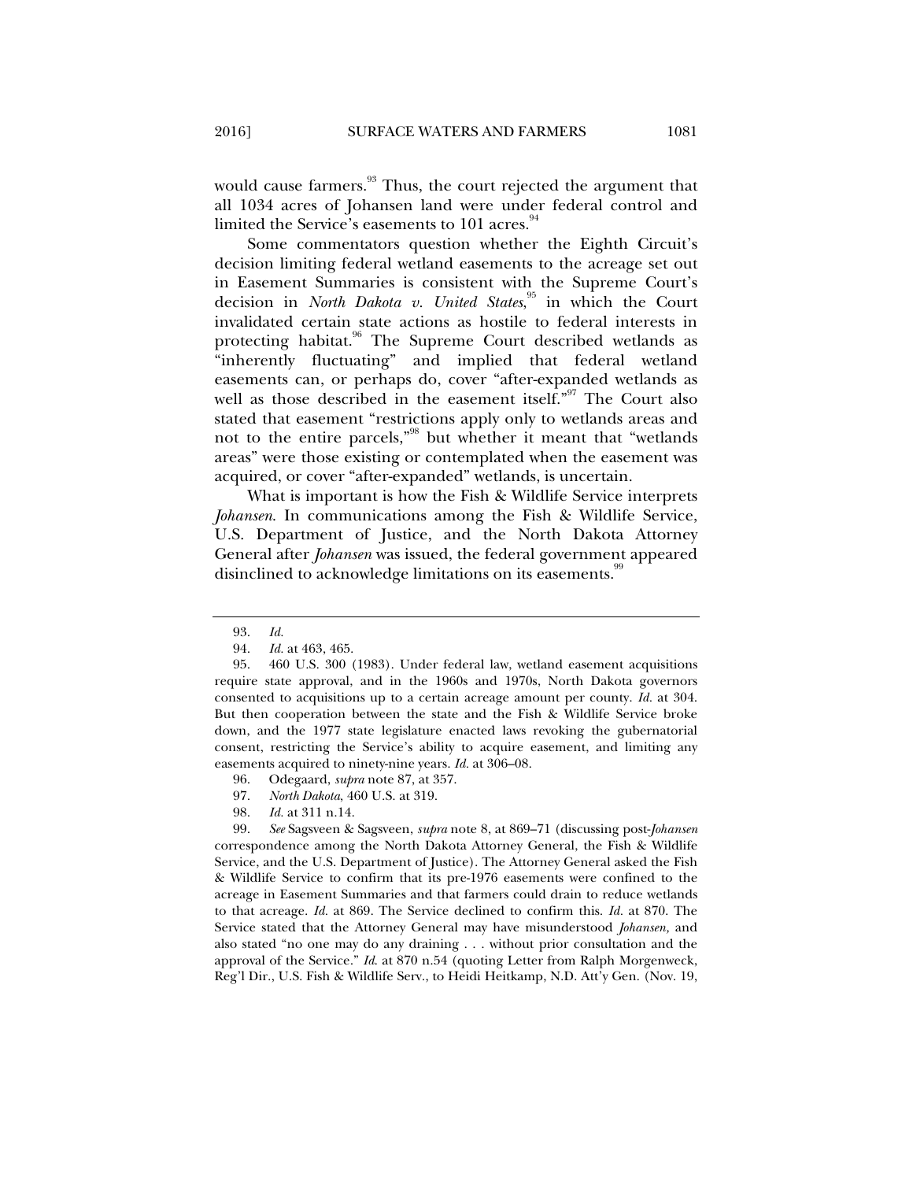would cause farmers.[93] Thus, the court rejected the argument that all 1034 acres of Johansen land were under federal control and limited the Service's easements to 101 acres.[94]

Some commentators question whether the Eighth Circuit's decision limiting federal wetland easements to the acreage set out in Easement Summaries is consistent with the Supreme Court's decision in *North Dakota v. United States*,[95] in which the Court invalidated certain state actions as hostile to federal interests in protecting habitat.[96] The Supreme Court described wetlands as "inherently fluctuating" and implied that federal wetland easements can, or perhaps do, cover "after-expanded wetlands as well as those described in the easement itself."[97] The Court also stated that easement "restrictions apply only to wetlands areas and not to the entire parcels,"[98] but whether it meant that "wetlands areas" were those existing or contemplated when the easement was acquired, or cover "after-expanded" wetlands, is uncertain.

What is important is how the Fish & Wildlife Service interprets *Johansen*. In communications among the Fish & Wildlife Service, U.S. Department of Justice, and the North Dakota Attorney General after *Johansen* was issued, the federal government appeared disinclined to acknowledge limitations on its easements.[99]

---

93. *Id.*

94. *Id.* at 463, 465.

95. 460 U.S. 300 (1983). Under federal law, wetland easement acquisitions require state approval, and in the 1960s and 1970s, North Dakota governors consented to acquisitions up to a certain acreage amount per county. *Id.* at 304. But then cooperation between the state and the Fish & Wildlife Service broke down, and the 1977 state legislature enacted laws revoking the gubernatorial consent, restricting the Service's ability to acquire easement, and limiting any easements acquired to ninety-nine years. *Id.* at 306–08.

96. Odegaard, *supra* note 87, at 357.

97. *North Dakota*, 460 U.S. at 319.

98. *Id.* at 311 n.14.

99. *See* Sagsveen & Sagsveen, *supra* note 8, at 869–71 (discussing post-*Johansen* correspondence among the North Dakota Attorney General, the Fish & Wildlife Service, and the U.S. Department of Justice). The Attorney General asked the Fish & Wildlife Service to confirm that its pre-1976 easements were confined to the acreage in Easement Summaries and that farmers could drain to reduce wetlands to that acreage. *Id.* at 869. The Service declined to confirm this. *Id.* at 870. The Service stated that the Attorney General may have misunderstood *Johansen,* and also stated "no one may do any draining . . . without prior consultation and the approval of the Service." *Id.* at 870 n.54 (quoting Letter from Ralph Morgenweck, Reg'l Dir., U.S. Fish & Wildlife Serv., to Heidi Heitkamp, N.D. Att'y Gen. (Nov. 19,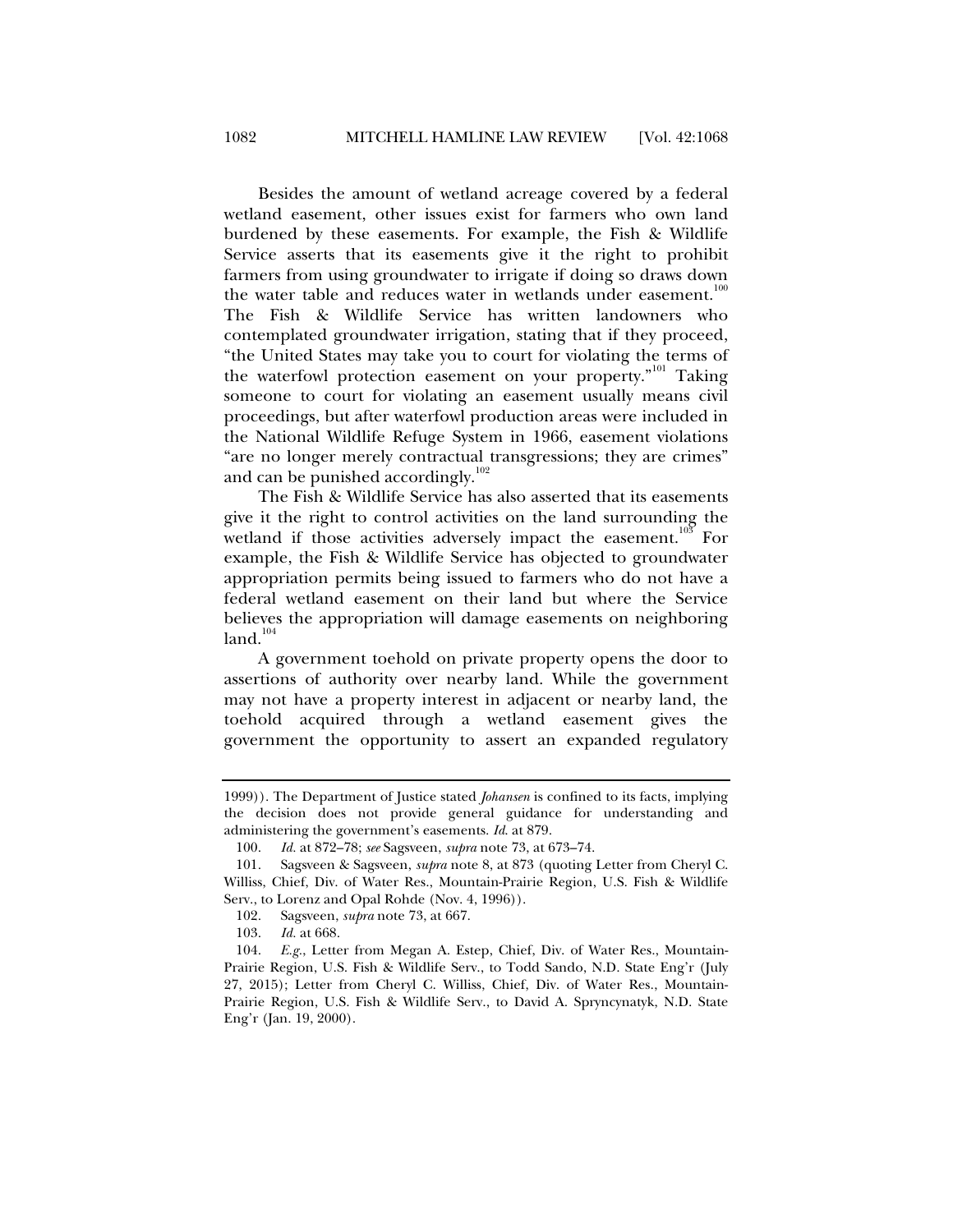Besides the amount of wetland acreage covered by a federal wetland easement, other issues exist for farmers who own land burdened by these easements. For example, the Fish & Wildlife Service asserts that its easements give it the right to prohibit farmers from using groundwater to irrigate if doing so draws down the water table and reduces water in wetlands under easement.[100] The Fish & Wildlife Service has written landowners who contemplated groundwater irrigation, stating that if they proceed, "the United States may take you to court for violating the terms of the waterfowl protection easement on your property."[101] Taking someone to court for violating an easement usually means civil proceedings, but after waterfowl production areas were included in the National Wildlife Refuge System in 1966, easement violations "are no longer merely contractual transgressions; they are crimes" and can be punished accordingly.[102]

The Fish & Wildlife Service has also asserted that its easements give it the right to control activities on the land surrounding the wetland if those activities adversely impact the easement.[103] For example, the Fish & Wildlife Service has objected to groundwater appropriation permits being issued to farmers who do not have a federal wetland easement on their land but where the Service believes the appropriation will damage easements on neighboring land.[104]

A government toehold on private property opens the door to assertions of authority over nearby land. While the government may not have a property interest in adjacent or nearby land, the toehold acquired through a wetland easement gives the government the opportunity to assert an expanded regulatory

---

1999)). The Department of Justice stated *Johansen* is confined to its facts, implying the decision does not provide general guidance for understanding and administering the government's easements. *Id.* at 879.

100. *Id.* at 872–78; *see* Sagsveen, *supra* note 73, at 673–74.

101. Sagsveen & Sagsveen, *supra* note 8, at 873 (quoting Letter from Cheryl C. Williss, Chief, Div. of Water Res., Mountain-Prairie Region, U.S. Fish & Wildlife Serv., to Lorenz and Opal Rohde (Nov. 4, 1996)).

102. Sagsveen, *supra* note 73, at 667.

103. *Id.* at 668.

104. *E.g.*, Letter from Megan A. Estep, Chief, Div. of Water Res., Mountain-Prairie Region, U.S. Fish & Wildlife Serv., to Todd Sando, N.D. State Eng'r (July 27, 2015); Letter from Cheryl C. Williss, Chief, Div. of Water Res., Mountain-Prairie Region, U.S. Fish & Wildlife Serv., to David A. Sprycynatyk, N.D. State Eng'r (Jan. 19, 2000).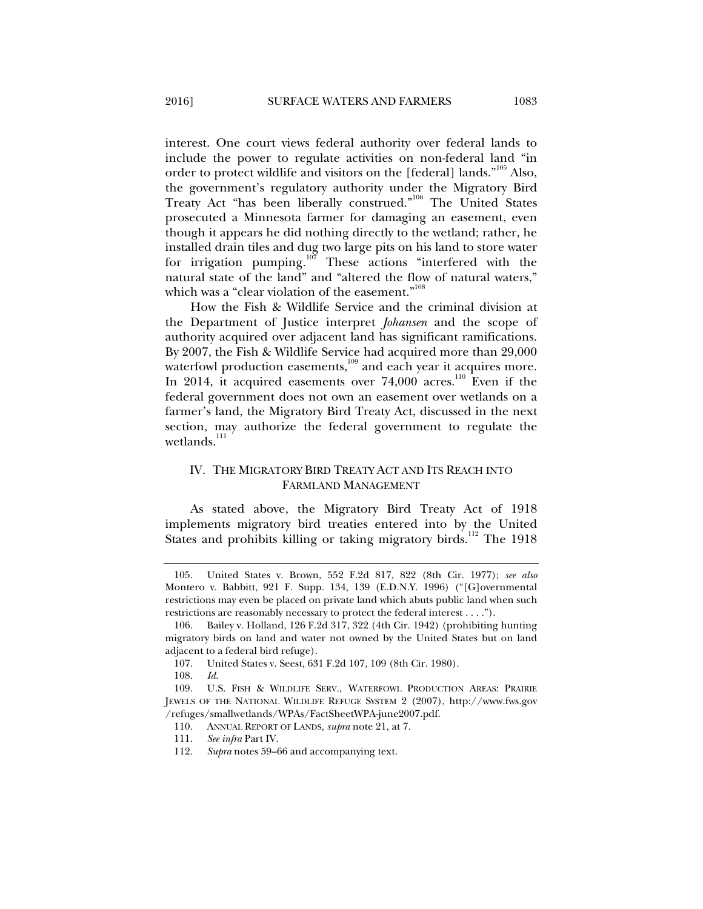interest. One court views federal authority over federal lands to include the power to regulate activities on non-federal land "in order to protect wildlife and visitors on the [federal] lands."[105] Also, the government's regulatory authority under the Migratory Bird Treaty Act "has been liberally construed."[106] The United States prosecuted a Minnesota farmer for damaging an easement, even though it appears he did nothing directly to the wetland; rather, he installed drain tiles and dug two large pits on his land to store water for irrigation pumping.[107] These actions "interfered with the natural state of the land" and "altered the flow of natural waters," which was a "clear violation of the easement."[108]

How the Fish & Wildlife Service and the criminal division at the Department of Justice interpret *Johansen* and the scope of authority acquired over adjacent land has significant ramifications. By 2007, the Fish & Wildlife Service had acquired more than 29,000 waterfowl production easements,[109] and each year it acquires more. In 2014, it acquired easements over 74,000 acres.[110] Even if the federal government does not own an easement over wetlands on a farmer's land, the Migratory Bird Treaty Act, discussed in the next section, may authorize the federal government to regulate the wetlands.[111]

## IV. THE MIGRATORY BIRD TREATY ACT AND ITS REACH INTO FARMLAND MANAGEMENT

As stated above, the Migratory Bird Treaty Act of 1918 implements migratory bird treaties entered into by the United States and prohibits killing or taking migratory birds.[112] The 1918

---

105. United States v. Brown, 552 F.2d 817, 822 (8th Cir. 1977); *see also* Montero v. Babbitt, 921 F. Supp. 134, 139 (E.D.N.Y. 1996) ("[G]overnmental restrictions may even be placed on private land which abuts public land when such restrictions are reasonably necessary to protect the federal interest . . . .").

106. Bailey v. Holland, 126 F.2d 317, 322 (4th Cir. 1942) (prohibiting hunting migratory birds on land and water not owned by the United States but on land adjacent to a federal bird refuge).

107. United States v. Seest, 631 F.2d 107, 109 (8th Cir. 1980).

108. *Id.*

109. U.S. FISH & WILDLIFE SERV., WATERFOWL PRODUCTION AREAS: PRAIRIE JEWELS OF THE NATIONAL WILDLIFE REFUGE SYSTEM 2 (2007), http://www.fws.gov/refuges/smallwetlands/WPAs/FactSheetWPA-june2007.pdf.

110. ANNUAL REPORT OF LANDS, *supra* note 21, at 7.

111. *See infra* Part IV.

112. *Supra* notes 59–66 and accompanying text.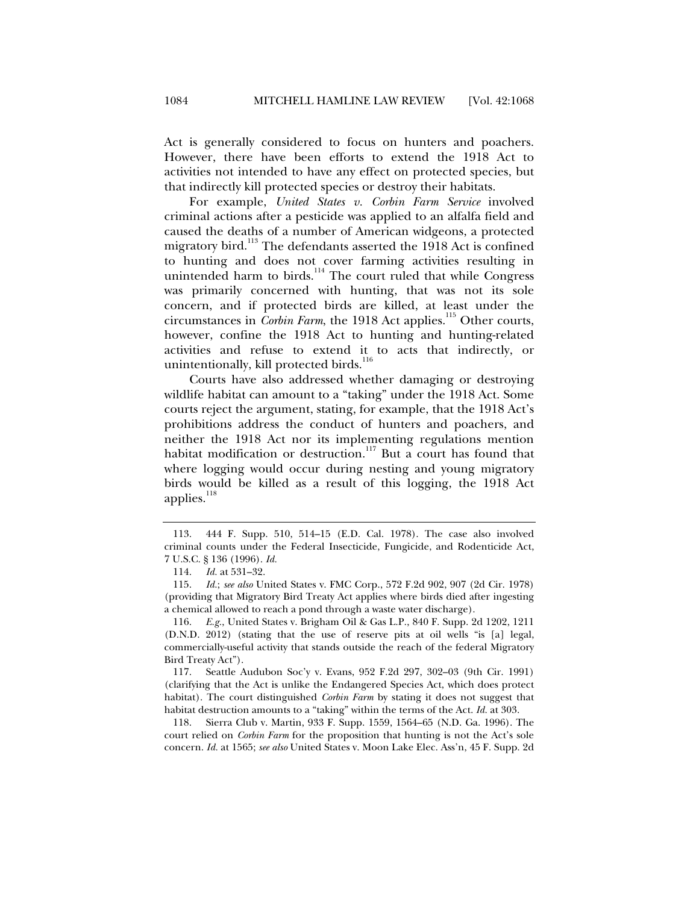Act is generally considered to focus on hunters and poachers. However, there have been efforts to extend the 1918 Act to activities not intended to have any effect on protected species, but that indirectly kill protected species or destroy their habitats.

For example, *United States v. Corbin Farm Service* involved criminal actions after a pesticide was applied to an alfalfa field and caused the deaths of a number of American widgeons, a protected migratory bird.[113] The defendants asserted the 1918 Act is confined to hunting and does not cover farming activities resulting in unintended harm to birds.[114] The court ruled that while Congress was primarily concerned with hunting, that was not its sole concern, and if protected birds are killed, at least under the circumstances in *Corbin Farm*, the 1918 Act applies.[115] Other courts, however, confine the 1918 Act to hunting and hunting-related activities and refuse to extend it to acts that indirectly, or unintentionally, kill protected birds.[116]

Courts have also addressed whether damaging or destroying wildlife habitat can amount to a "taking" under the 1918 Act. Some courts reject the argument, stating, for example, that the 1918 Act's prohibitions address the conduct of hunters and poachers, and neither the 1918 Act nor its implementing regulations mention habitat modification or destruction.[117] But a court has found that where logging would occur during nesting and young migratory birds would be killed as a result of this logging, the 1918 Act applies.[118]

---

113. 444 F. Supp. 510, 514–15 (E.D. Cal. 1978). The case also involved criminal counts under the Federal Insecticide, Fungicide, and Rodenticide Act, 7 U.S.C. § 136 (1996). *Id.*

114. *Id.* at 531–32.

115. *Id.*; *see also* United States v. FMC Corp., 572 F.2d 902, 907 (2d Cir. 1978) (providing that Migratory Bird Treaty Act applies where birds died after ingesting a chemical allowed to reach a pond through a waste water discharge).

116. *E.g.*, United States v. Brigham Oil & Gas L.P., 840 F. Supp. 2d 1202, 1211 (D.N.D. 2012) (stating that the use of reserve pits at oil wells "is [a] legal, commercially-useful activity that stands outside the reach of the federal Migratory Bird Treaty Act").

117. Seattle Audubon Soc'y v. Evans, 952 F.2d 297, 302–03 (9th Cir. 1991) (clarifying that the Act is unlike the Endangered Species Act, which does protect habitat). The court distinguished *Corbin Farm* by stating it does not suggest that habitat destruction amounts to a "taking" within the terms of the Act. *Id.* at 303.

118. Sierra Club v. Martin, 933 F. Supp. 1559, 1564–65 (N.D. Ga. 1996). The court relied on *Corbin Farm* for the proposition that hunting is not the Act's sole concern. *Id.* at 1565; *see also* United States v. Moon Lake Elec. Ass'n, 45 F. Supp. 2d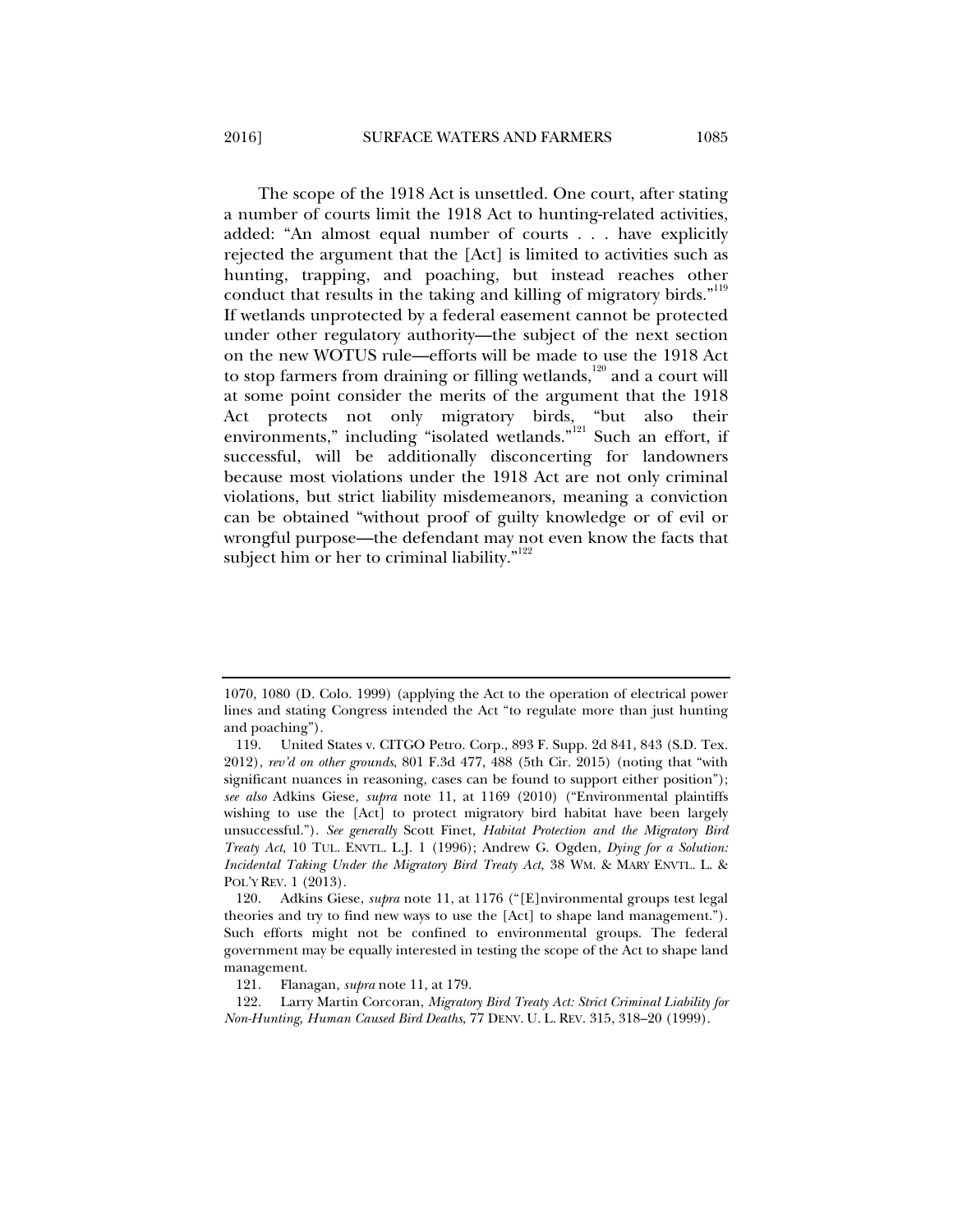The scope of the 1918 Act is unsettled. One court, after stating a number of courts limit the 1918 Act to hunting-related activities, added: "An almost equal number of courts . . . have explicitly rejected the argument that the [Act] is limited to activities such as hunting, trapping, and poaching, but instead reaches other conduct that results in the taking and killing of migratory birds."[119] If wetlands unprotected by a federal easement cannot be protected under other regulatory authority—the subject of the next section on the new WOTUS rule—efforts will be made to use the 1918 Act to stop farmers from draining or filling wetlands,[120] and a court will at some point consider the merits of the argument that the 1918 Act protects not only migratory birds, "but also their environments," including "isolated wetlands."[121] Such an effort, if successful, will be additionally disconcerting for landowners because most violations under the 1918 Act are not only criminal violations, but strict liability misdemeanors, meaning a conviction can be obtained "without proof of guilty knowledge or of evil or wrongful purpose—the defendant may not even know the facts that subject him or her to criminal liability."[122]

---

1070, 1080 (D. Colo. 1999) (applying the Act to the operation of electrical power lines and stating Congress intended the Act "to regulate more than just hunting and poaching").

119. United States v. CITGO Petro. Corp., 893 F. Supp. 2d 841, 843 (S.D. Tex. 2012), *rev'd on other grounds*, 801 F.3d 477, 488 (5th Cir. 2015) (noting that "with significant nuances in reasoning, cases can be found to support either position"); *see also* Adkins Giese, *supra* note 11, at 1169 (2010) ("Environmental plaintiffs wishing to use the [Act] to protect migratory bird habitat have been largely unsuccessful."). *See generally* Scott Finet, *Habitat Protection and the Migratory Bird Treaty Act*, 10 TUL. ENVTL. L.J. 1 (1996); Andrew G. Ogden, *Dying for a Solution: Incidental Taking Under the Migratory Bird Treaty Act*, 38 WM. & MARY ENVTL. L. & POL'Y REV. 1 (2013).

120. Adkins Giese, *supra* note 11, at 1176 ("[E]nvironmental groups test legal theories and try to find new ways to use the [Act] to shape land management."). Such efforts might not be confined to environmental groups. The federal government may be equally interested in testing the scope of the Act to shape land management.

121. Flanagan, *supra* note 11, at 179.

122. Larry Martin Corcoran, *Migratory Bird Treaty Act: Strict Criminal Liability for Non-Hunting, Human Caused Bird Deaths*, 77 DENV. U. L. REV. 315, 318–20 (1999).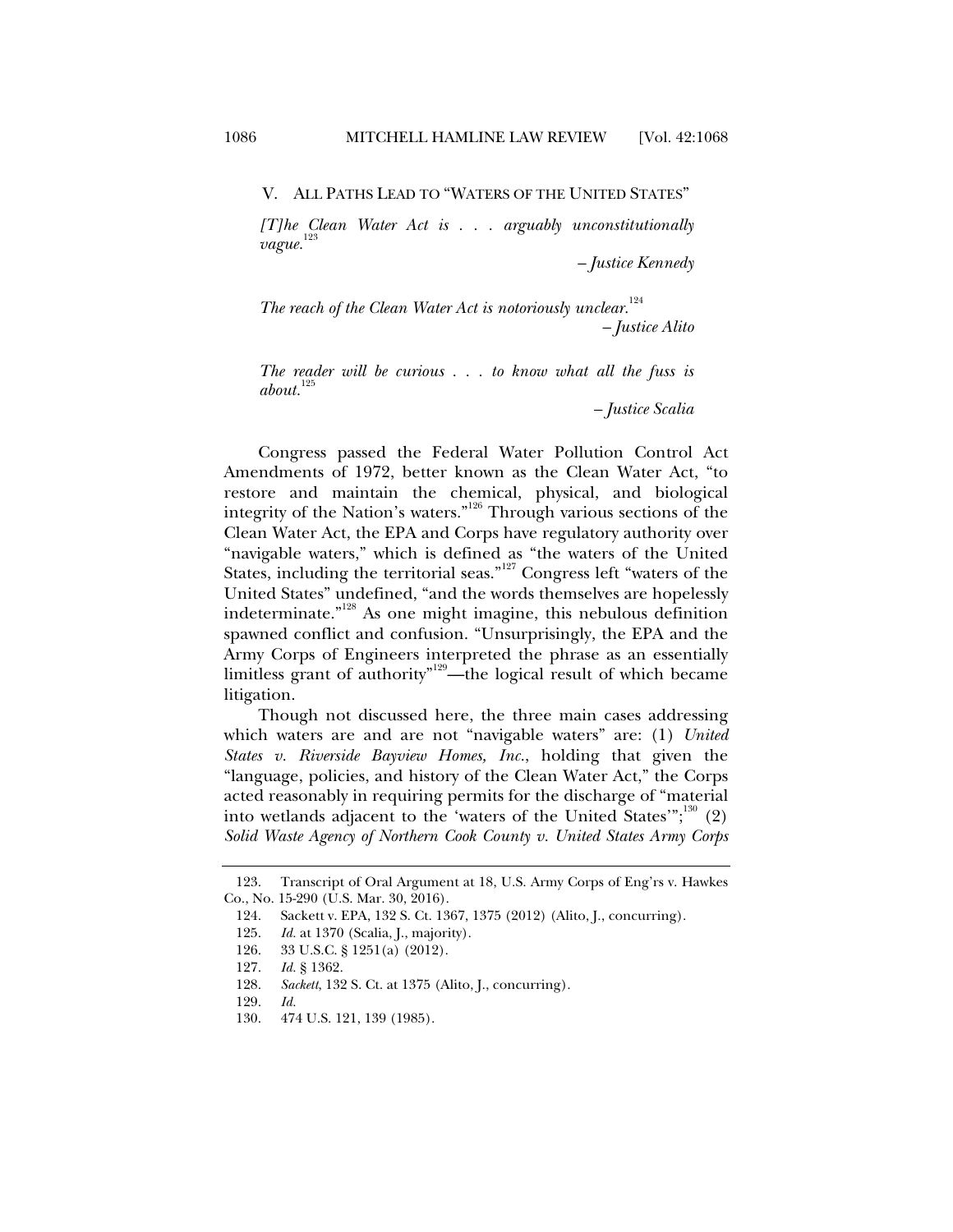## V. ALL PATHS LEAD TO "WATERS OF THE UNITED STATES"

> *[T]he Clean Water Act is . . . arguably unconstitutionally vague.*[123]
>
> *– Justice Kennedy*

> *The reach of the Clean Water Act is notoriously unclear.*[124]
>
> *– Justice Alito*

> *The reader will be curious . . . to know what all the fuss is about.*[125]
>
> *– Justice Scalia*

Congress passed the Federal Water Pollution Control Act Amendments of 1972, better known as the Clean Water Act, "to restore and maintain the chemical, physical, and biological integrity of the Nation's waters."[126] Through various sections of the Clean Water Act, the EPA and Corps have regulatory authority over "navigable waters," which is defined as "the waters of the United States, including the territorial seas."[127] Congress left "waters of the United States" undefined, "and the words themselves are hopelessly indeterminate."[128] As one might imagine, this nebulous definition spawned conflict and confusion. "Unsurprisingly, the EPA and the Army Corps of Engineers interpreted the phrase as an essentially limitless grant of authority"[129]—the logical result of which became litigation.

Though not discussed here, the three main cases addressing which waters are and are not "navigable waters" are: (1) *United States v. Riverside Bayview Homes, Inc.*, holding that given the "language, policies, and history of the Clean Water Act," the Corps acted reasonably in requiring permits for the discharge of "material into wetlands adjacent to the 'waters of the United States'";[130] (2) *Solid Waste Agency of Northern Cook County v. United States Army Corps*

---

123. Transcript of Oral Argument at 18, U.S. Army Corps of Eng'rs v. Hawkes Co., No. 15-290 (U.S. Mar. 30, 2016).

124. Sackett v. EPA, 132 S. Ct. 1367, 1375 (2012) (Alito, J., concurring).

125. *Id.* at 1370 (Scalia, J., majority).

126. 33 U.S.C. § 1251(a) (2012).

127. *Id.* § 1362.

128. *Sackett*, 132 S. Ct. at 1375 (Alito, J., concurring).

129. *Id.*

130. 474 U.S. 121, 139 (1985).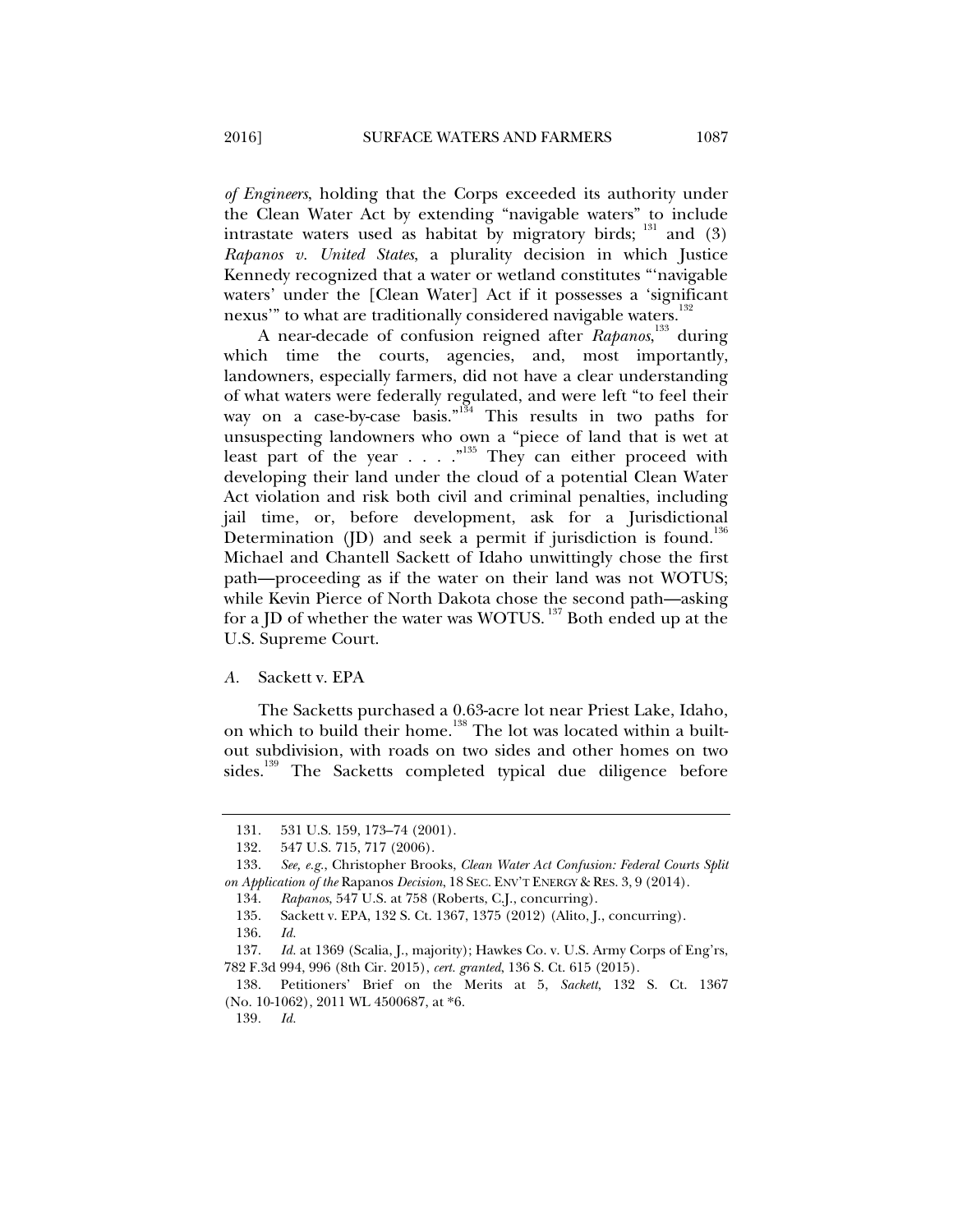*of Engineers*, holding that the Corps exceeded its authority under the Clean Water Act by extending "navigable waters" to include intrastate waters used as habitat by migratory birds; [131] and (3) *Rapanos v. United States*, a plurality decision in which Justice Kennedy recognized that a water or wetland constitutes "'navigable waters' under the [Clean Water] Act if it possesses a 'significant nexus'" to what are traditionally considered navigable waters.[132]

A near-decade of confusion reigned after *Rapanos*,[133] during which time the courts, agencies, and, most importantly, landowners, especially farmers, did not have a clear understanding of what waters were federally regulated, and were left "to feel their way on a case-by-case basis."[134] This results in two paths for unsuspecting landowners who own a "piece of land that is wet at least part of the year . . . ."[135] They can either proceed with developing their land under the cloud of a potential Clean Water Act violation and risk both civil and criminal penalties, including jail time, or, before development, ask for a Jurisdictional Determination (JD) and seek a permit if jurisdiction is found.[136] Michael and Chantell Sackett of Idaho unwittingly chose the first path—proceeding as if the water on their land was not WOTUS; while Kevin Pierce of North Dakota chose the second path—asking for a JD of whether the water was WOTUS.[137] Both ended up at the U.S. Supreme Court.

### *A.* Sackett v. EPA

The Sacketts purchased a 0.63-acre lot near Priest Lake, Idaho, on which to build their home.[138] The lot was located within a built-out subdivision, with roads on two sides and other homes on two sides.[139] The Sacketts completed typical due diligence before

---

131. 531 U.S. 159, 173–74 (2001).

132. 547 U.S. 715, 717 (2006).

133. *See, e.g.*, Christopher Brooks, *Clean Water Act Confusion: Federal Courts Split on Application of the* Rapanos *Decision*, 18 SEC. ENV'T ENERGY & RES. 3, 9 (2014).

134. *Rapanos*, 547 U.S. at 758 (Roberts, C.J., concurring).

135. Sackett v. EPA, 132 S. Ct. 1367, 1375 (2012) (Alito, J., concurring).

136. *Id.*

137. *Id.* at 1369 (Scalia, J., majority); Hawkes Co. v. U.S. Army Corps of Eng'rs, 782 F.3d 994, 996 (8th Cir. 2015), *cert. granted*, 136 S. Ct. 615 (2015).

138. Petitioners' Brief on the Merits at 5, *Sackett*, 132 S. Ct. 1367 (No. 10-1062), 2011 WL 4500687, at *6.

139. *Id.*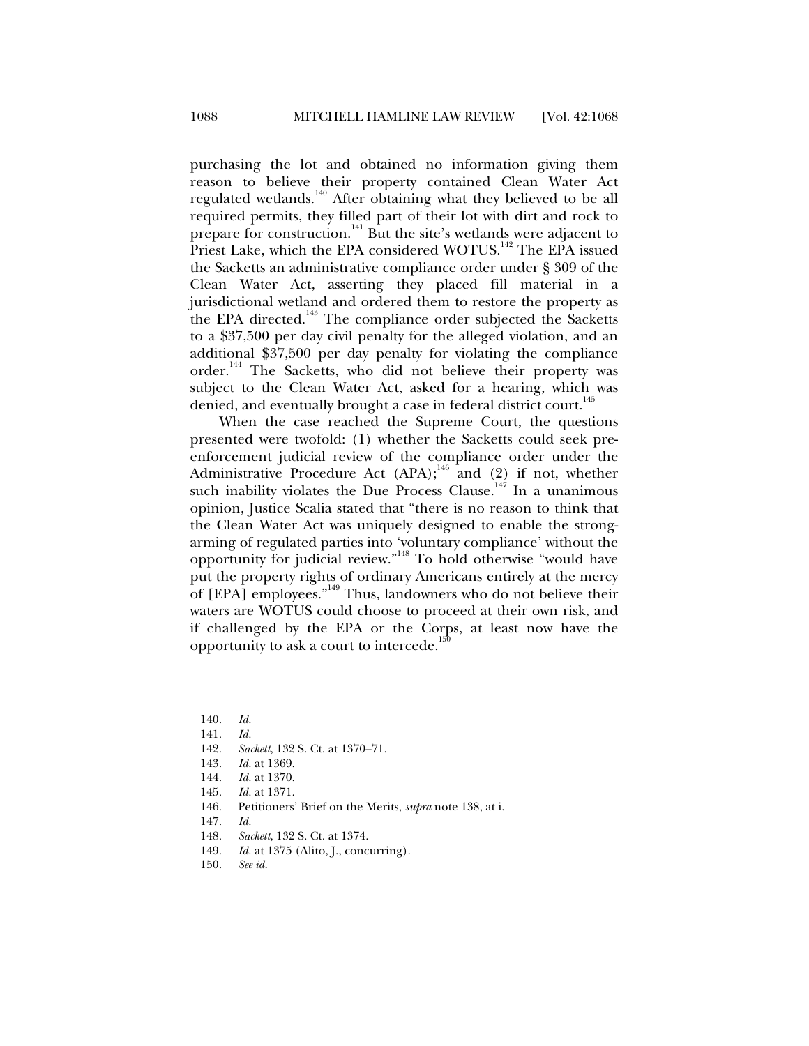purchasing the lot and obtained no information giving them reason to believe their property contained Clean Water Act regulated wetlands.[140] After obtaining what they believed to be all required permits, they filled part of their lot with dirt and rock to prepare for construction.[141] But the site's wetlands were adjacent to Priest Lake, which the EPA considered WOTUS.[142] The EPA issued the Sacketts an administrative compliance order under § 309 of the Clean Water Act, asserting they placed fill material in a jurisdictional wetland and ordered them to restore the property as the EPA directed.[143] The compliance order subjected the Sacketts to a $37,500 per day civil penalty for the alleged violation, and an additional $37,500 per day penalty for violating the compliance order.[144] The Sacketts, who did not believe their property was subject to the Clean Water Act, asked for a hearing, which was denied, and eventually brought a case in federal district court.[145]

When the case reached the Supreme Court, the questions presented were twofold: (1) whether the Sacketts could seek pre-enforcement judicial review of the compliance order under the Administrative Procedure Act (APA);[146] and (2) if not, whether such inability violates the Due Process Clause.[147] In a unanimous opinion, Justice Scalia stated that "there is no reason to think that the Clean Water Act was uniquely designed to enable the strong-arming of regulated parties into 'voluntary compliance' without the opportunity for judicial review."[148] To hold otherwise "would have put the property rights of ordinary Americans entirely at the mercy of [EPA] employees."[149] Thus, landowners who do not believe their waters are WOTUS could choose to proceed at their own risk, and if challenged by the EPA or the Corps, at least now have the opportunity to ask a court to intercede.[150]

---

140. *Id.*
141. *Id.*
142. *Sackett*, 132 S. Ct. at 1370–71.
143. *Id.* at 1369.
144. *Id.* at 1370.
145. *Id.* at 1371.
146. Petitioners' Brief on the Merits, *supra* note 138, at i.
147. *Id.*
148. *Sackett*, 132 S. Ct. at 1374.
149. *Id.* at 1375 (Alito, J., concurring).
150. *See id.*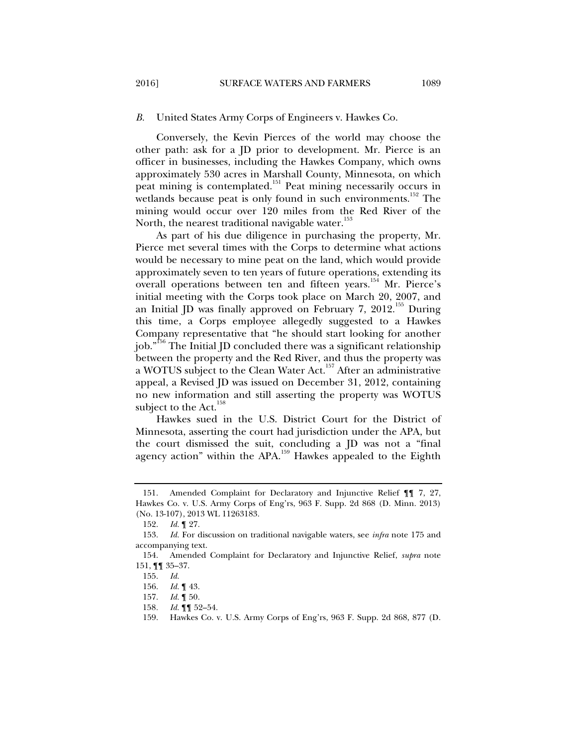### *B.* United States Army Corps of Engineers v. Hawkes Co.

Conversely, the Kevin Pierces of the world may choose the other path: ask for a JD prior to development. Mr. Pierce is an officer in businesses, including the Hawkes Company, which owns approximately 530 acres in Marshall County, Minnesota, on which peat mining is contemplated.[151] Peat mining necessarily occurs in wetlands because peat is only found in such environments.[152] The mining would occur over 120 miles from the Red River of the North, the nearest traditional navigable water.[153]

As part of his due diligence in purchasing the property, Mr. Pierce met several times with the Corps to determine what actions would be necessary to mine peat on the land, which would provide approximately seven to ten years of future operations, extending its overall operations between ten and fifteen years.[154] Mr. Pierce's initial meeting with the Corps took place on March 20, 2007, and an Initial JD was finally approved on February 7, 2012.[155] During this time, a Corps employee allegedly suggested to a Hawkes Company representative that "he should start looking for another job."[156] The Initial JD concluded there was a significant relationship between the property and the Red River, and thus the property was a WOTUS subject to the Clean Water Act.[157] After an administrative appeal, a Revised JD was issued on December 31, 2012, containing no new information and still asserting the property was WOTUS subject to the Act.[158]

Hawkes sued in the U.S. District Court for the District of Minnesota, asserting the court had jurisdiction under the APA, but the court dismissed the suit, concluding a JD was not a "final agency action" within the APA.[159] Hawkes appealed to the Eighth

---

151. Amended Complaint for Declaratory and Injunctive Relief ¶¶ 7, 27, Hawkes Co. v. U.S. Army Corps of Eng'rs, 963 F. Supp. 2d 868 (D. Minn. 2013) (No. 13-107), 2013 WL 11263183.

152. *Id.* ¶ 27.

153. *Id.* For discussion on traditional navigable waters, see *infra* note 175 and accompanying text.

154. Amended Complaint for Declaratory and Injunctive Relief, *supra* note 151, ¶¶ 35–37.

155. *Id.*

156. *Id.* ¶ 43.

157. *Id.* ¶ 50.

158. *Id.* ¶¶ 52–54.

159. Hawkes Co. v. U.S. Army Corps of Eng'rs, 963 F. Supp. 2d 868, 877 (D.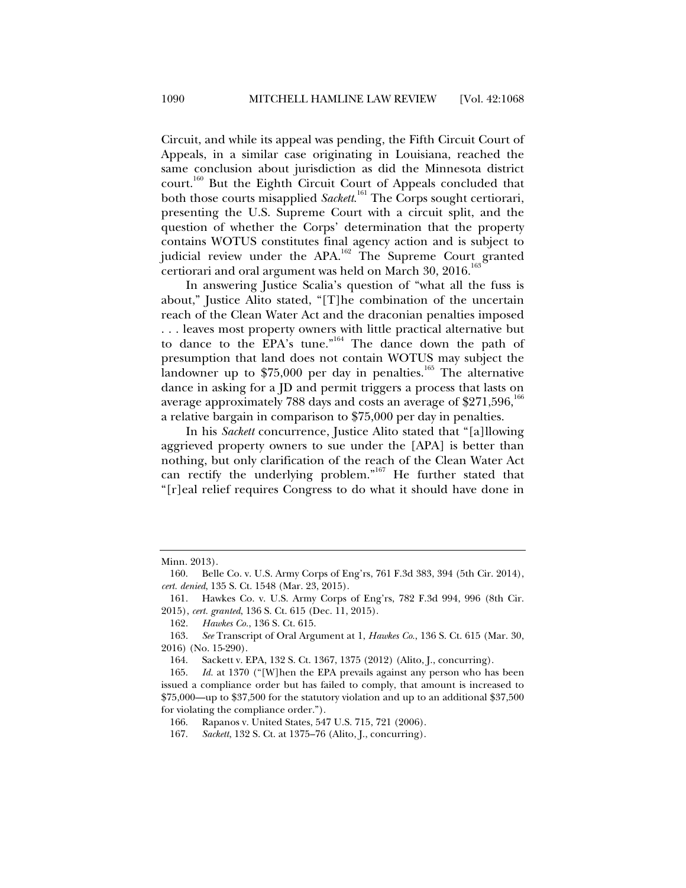Circuit, and while its appeal was pending, the Fifth Circuit Court of Appeals, in a similar case originating in Louisiana, reached the same conclusion about jurisdiction as did the Minnesota district court.[160] But the Eighth Circuit Court of Appeals concluded that both those courts misapplied *Sackett*.[161] The Corps sought certiorari, presenting the U.S. Supreme Court with a circuit split, and the question of whether the Corps' determination that the property contains WOTUS constitutes final agency action and is subject to judicial review under the APA.[162] The Supreme Court granted certiorari and oral argument was held on March 30, 2016.[163]

In answering Justice Scalia's question of "what all the fuss is about," Justice Alito stated, "[T]he combination of the uncertain reach of the Clean Water Act and the draconian penalties imposed . . . leaves most property owners with little practical alternative but to dance to the EPA's tune."[164] The dance down the path of presumption that land does not contain WOTUS may subject the landowner up to $75,000 per day in penalties.[165] The alternative dance in asking for a JD and permit triggers a process that lasts on average approximately 788 days and costs an average of $271,596,[166] a relative bargain in comparison to $75,000 per day in penalties.

In his *Sackett* concurrence, Justice Alito stated that "[a]llowing aggrieved property owners to sue under the [APA] is better than nothing, but only clarification of the reach of the Clean Water Act can rectify the underlying problem."[167] He further stated that "[r]eal relief requires Congress to do what it should have done in

---

Minn. 2013).

160. Belle Co. v. U.S. Army Corps of Eng'rs, 761 F.3d 383, 394 (5th Cir. 2014), *cert. denied*, 135 S. Ct. 1548 (Mar. 23, 2015).

161. Hawkes Co. v. U.S. Army Corps of Eng'rs, 782 F.3d 994, 996 (8th Cir. 2015), *cert. granted*, 136 S. Ct. 615 (Dec. 11, 2015).

162. *Hawkes Co.*, 136 S. Ct. 615.

163. *See* Transcript of Oral Argument at 1, *Hawkes Co.*, 136 S. Ct. 615 (Mar. 30, 2016) (No. 15-290).

164. Sackett v. EPA, 132 S. Ct. 1367, 1375 (2012) (Alito, J., concurring).

165. *Id.* at 1370 ("[W]hen the EPA prevails against any person who has been issued a compliance order but has failed to comply, that amount is increased to $75,000—up to $37,500 for the statutory violation and up to an additional $37,500 for violating the compliance order.").

166. Rapanos v. United States, 547 U.S. 715, 721 (2006).

167. *Sackett*, 132 S. Ct. at 1375–76 (Alito, J., concurring).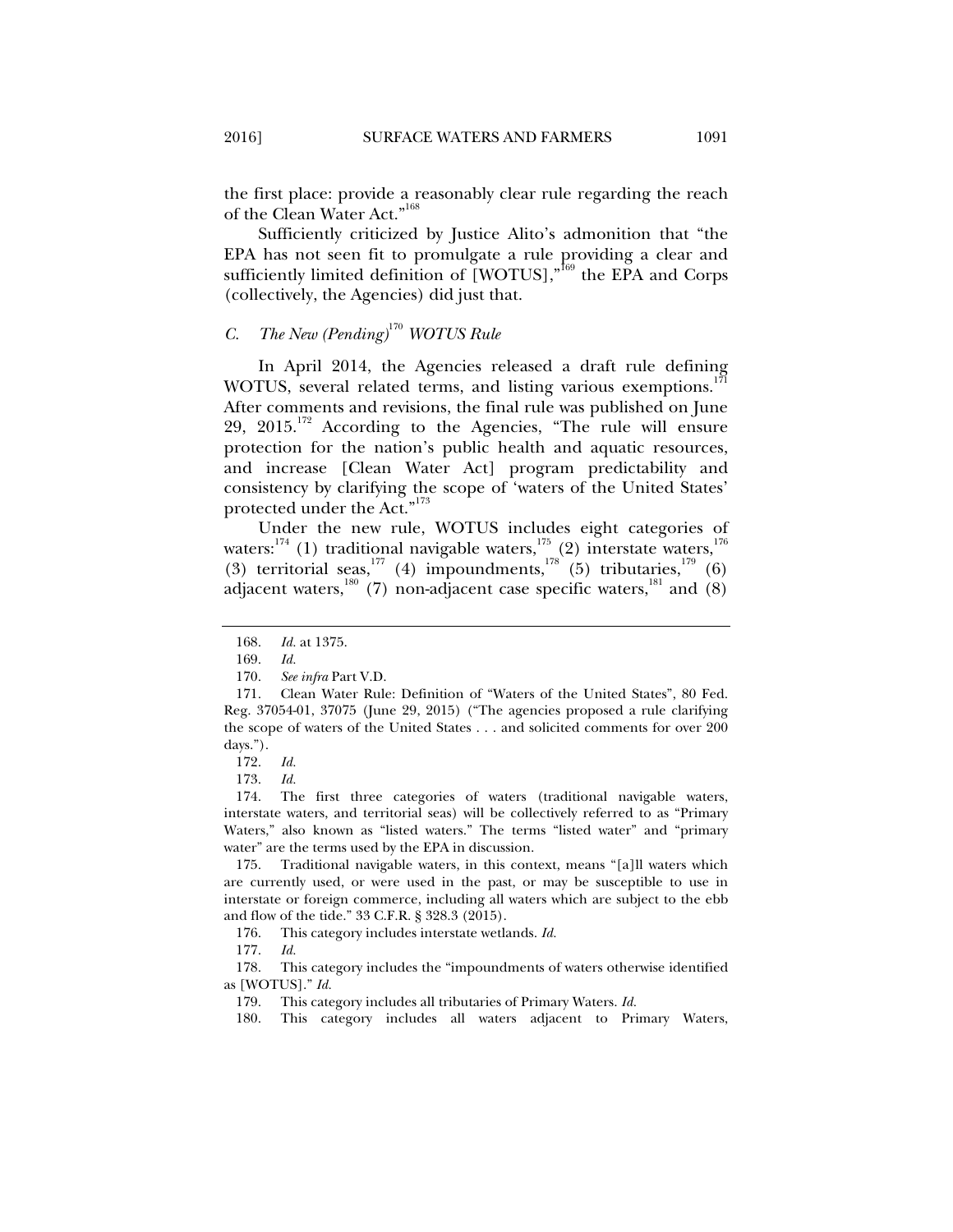the first place: provide a reasonably clear rule regarding the reach of the Clean Water Act."[168]

Sufficiently criticized by Justice Alito's admonition that "the EPA has not seen fit to promulgate a rule providing a clear and sufficiently limited definition of [WOTUS],"[169] the EPA and Corps (collectively, the Agencies) did just that.

### *C. The New (Pending)*[170] *WOTUS Rule*

In April 2014, the Agencies released a draft rule defining WOTUS, several related terms, and listing various exemptions.[171] After comments and revisions, the final rule was published on June 29, 2015.[172] According to the Agencies, "The rule will ensure protection for the nation's public health and aquatic resources, and increase [Clean Water Act] program predictability and consistency by clarifying the scope of 'waters of the United States' protected under the Act."[173]

Under the new rule, WOTUS includes eight categories of waters:[174] (1) traditional navigable waters,[175] (2) interstate waters,[176] (3) territorial seas,[177] (4) impoundments,[178] (5) tributaries,[179] (6) adjacent waters,[180] (7) non-adjacent case specific waters,[181] and (8)

---

168. *Id.* at 1375.

169. *Id.*

170. *See infra* Part V.D.

171. Clean Water Rule: Definition of "Waters of the United States", 80 Fed. Reg. 37054-01, 37075 (June 29, 2015) ("The agencies proposed a rule clarifying the scope of waters of the United States . . . and solicited comments for over 200 days.").

172. *Id.*

173. *Id.*

174. The first three categories of waters (traditional navigable waters, interstate waters, and territorial seas) will be collectively referred to as "Primary Waters," also known as "listed waters." The terms "listed water" and "primary water" are the terms used by the EPA in discussion.

175. Traditional navigable waters, in this context, means "[a]ll waters which are currently used, or were used in the past, or may be susceptible to use in interstate or foreign commerce, including all waters which are subject to the ebb and flow of the tide." 33 C.F.R. § 328.3 (2015).

176. This category includes interstate wetlands. *Id.*

177. *Id.*

178. This category includes the "impoundments of waters otherwise identified as [WOTUS]." *Id.*

179. This category includes all tributaries of Primary Waters. *Id.*

180. This category includes all waters adjacent to Primary Waters,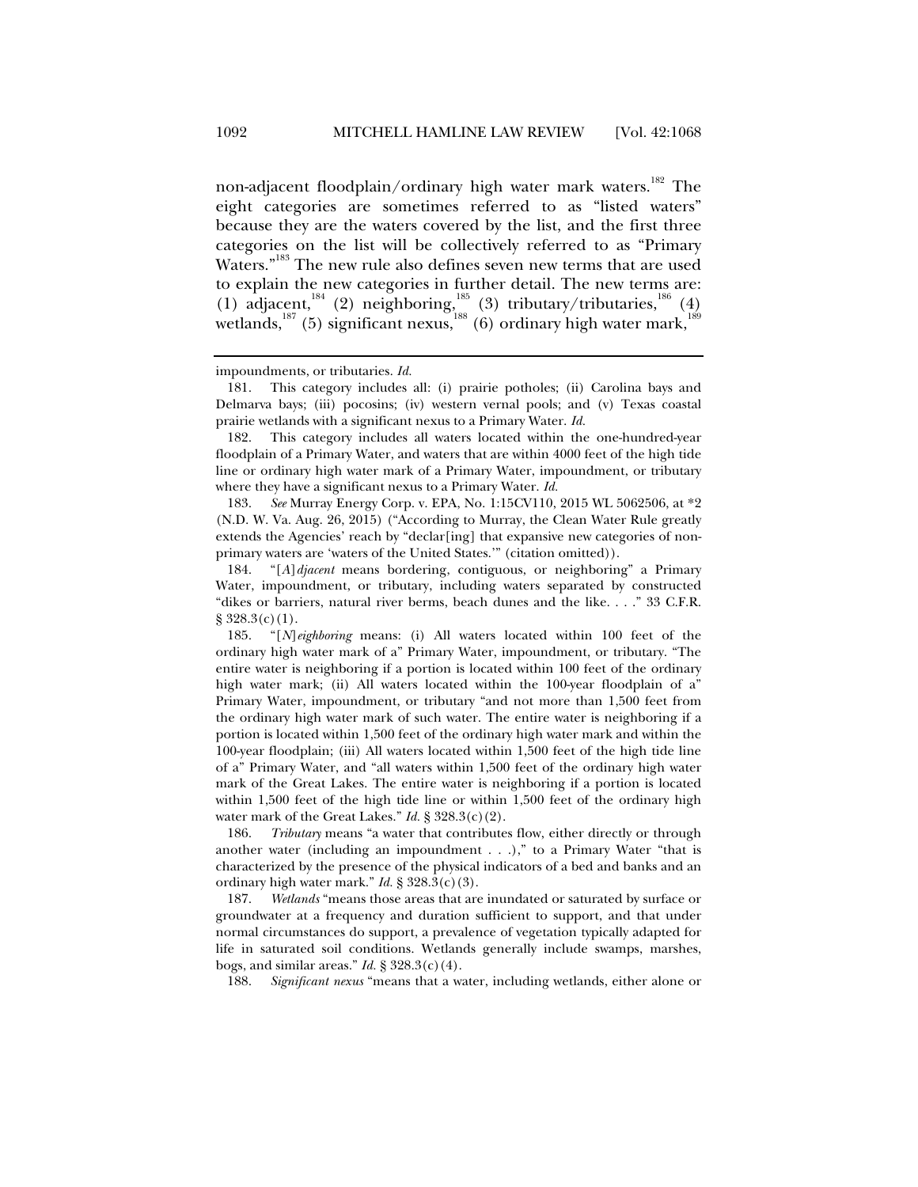non-adjacent floodplain/ordinary high water mark waters.[182] The eight categories are sometimes referred to as "listed waters" because they are the waters covered by the list, and the first three categories on the list will be collectively referred to as "Primary Waters."[183] The new rule also defines seven new terms that are used to explain the new categories in further detail. The new terms are: (1) adjacent,[184] (2) neighboring,[185] (3) tributary/tributaries,[186] (4) wetlands,[187] (5) significant nexus,[188] (6) ordinary high water mark,[189]

---

impoundments, or tributaries. *Id.*

181. This category includes all: (i) prairie potholes; (ii) Carolina bays and Delmarva bays; (iii) pocosins; (iv) western vernal pools; and (v) Texas coastal prairie wetlands with a significant nexus to a Primary Water. *Id.*

182. This category includes all waters located within the one-hundred-year floodplain of a Primary Water, and waters that are within 4000 feet of the high tide line or ordinary high water mark of a Primary Water, impoundment, or tributary where they have a significant nexus to a Primary Water. *Id.*

183. *See* Murray Energy Corp. v. EPA, No. 1:15CV110, 2015 WL 5062506, at *2 (N.D. W. Va. Aug. 26, 2015) ("According to Murray, the Clean Water Rule greatly extends the Agencies' reach by "declar[ing] that expansive new categories of non-primary waters are 'waters of the United States.'" (citation omitted)).

184. "[*A*]*djacent* means bordering, contiguous, or neighboring" a Primary Water, impoundment, or tributary, including waters separated by constructed "dikes or barriers, natural river berms, beach dunes and the like. . . ." 33 C.F.R. § 328.3(c)(1).

185. "[*N*]*eighboring* means: (i) All waters located within 100 feet of the ordinary high water mark of a" Primary Water, impoundment, or tributary. "The entire water is neighboring if a portion is located within 100 feet of the ordinary high water mark; (ii) All waters located within the 100-year floodplain of a" Primary Water, impoundment, or tributary "and not more than 1,500 feet from the ordinary high water mark of such water. The entire water is neighboring if a portion is located within 1,500 feet of the ordinary high water mark and within the 100-year floodplain; (iii) All waters located within 1,500 feet of the high tide line of a" Primary Water, and "all waters within 1,500 feet of the ordinary high water mark of the Great Lakes. The entire water is neighboring if a portion is located within 1,500 feet of the high tide line or within 1,500 feet of the ordinary high water mark of the Great Lakes." *Id.* § 328.3(c)(2).

186. *Tributary* means "a water that contributes flow, either directly or through another water (including an impoundment . . .)," to a Primary Water "that is characterized by the presence of the physical indicators of a bed and banks and an ordinary high water mark." *Id.* § 328.3(c)(3).

187. *Wetlands* "means those areas that are inundated or saturated by surface or groundwater at a frequency and duration sufficient to support, and that under normal circumstances do support, a prevalence of vegetation typically adapted for life in saturated soil conditions. Wetlands generally include swamps, marshes, bogs, and similar areas." *Id.* § 328.3(c)(4).

188. *Significant nexus* "means that a water, including wetlands, either alone or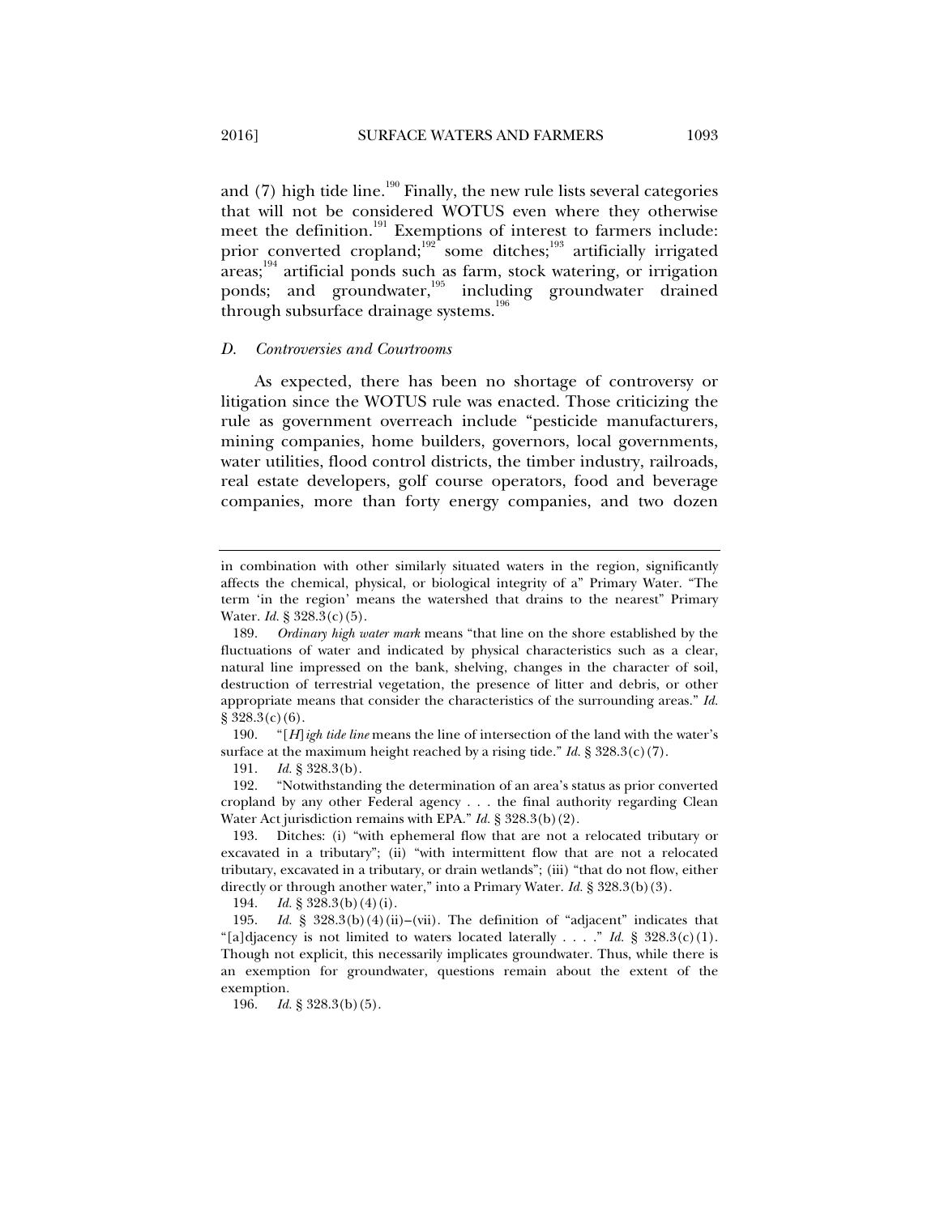and (7) high tide line.[190] Finally, the new rule lists several categories that will not be considered WOTUS even where they otherwise meet the definition.[191] Exemptions of interest to farmers include: prior converted cropland;[192] some ditches;[193] artificially irrigated areas;[194] artificial ponds such as farm, stock watering, or irrigation ponds; and groundwater,[195] including groundwater drained through subsurface drainage systems.[196]

### *D. Controversies and Courtrooms*

As expected, there has been no shortage of controversy or litigation since the WOTUS rule was enacted. Those criticizing the rule as government overreach include "pesticide manufacturers, mining companies, home builders, governors, local governments, water utilities, flood control districts, the timber industry, railroads, real estate developers, golf course operators, food and beverage companies, more than forty energy companies, and two dozen

---

in combination with other similarly situated waters in the region, significantly affects the chemical, physical, or biological integrity of a" Primary Water. "The term 'in the region' means the watershed that drains to the nearest" Primary Water. *Id.* § 328.3(c)(5).

189. *Ordinary high water mark* means "that line on the shore established by the fluctuations of water and indicated by physical characteristics such as a clear, natural line impressed on the bank, shelving, changes in the character of soil, destruction of terrestrial vegetation, the presence of litter and debris, or other appropriate means that consider the characteristics of the surrounding areas." *Id.* § 328.3(c)(6).

190. "[*H*]*igh tide line* means the line of intersection of the land with the water's surface at the maximum height reached by a rising tide." *Id.* § 328.3(c)(7).

191. *Id.* § 328.3(b).

192. "Notwithstanding the determination of an area's status as prior converted cropland by any other Federal agency . . . the final authority regarding Clean Water Act jurisdiction remains with EPA." *Id.* § 328.3(b)(2).

193. Ditches: (i) "with ephemeral flow that are not a relocated tributary or excavated in a tributary"; (ii) "with intermittent flow that are not a relocated tributary, excavated in a tributary, or drain wetlands"; (iii) "that do not flow, either directly or through another water," into a Primary Water. *Id.* § 328.3(b)(3).

194. *Id.* § 328.3(b)(4)(i).

195. *Id.* § 328.3(b)(4)(ii)–(vii). The definition of "adjacent" indicates that "[a]djacency is not limited to waters located laterally . . . ." *Id.* § 328.3(c)(1). Though not explicit, this necessarily implicates groundwater. Thus, while there is an exemption for groundwater, questions remain about the extent of the exemption.

196. *Id.* § 328.3(b)(5).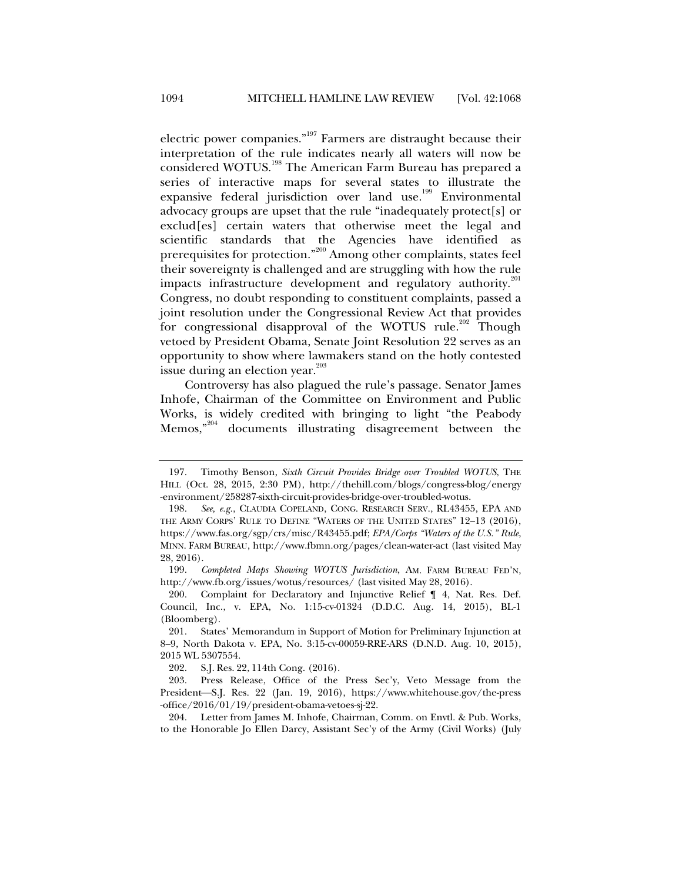electric power companies."[197] Farmers are distraught because their interpretation of the rule indicates nearly all waters will now be considered WOTUS.[198] The American Farm Bureau has prepared a series of interactive maps for several states to illustrate the expansive federal jurisdiction over land use.[199] Environmental advocacy groups are upset that the rule "inadequately protect[s] or exclud[es] certain waters that otherwise meet the legal and scientific standards that the Agencies have identified as prerequisites for protection."[200] Among other complaints, states feel their sovereignty is challenged and are struggling with how the rule impacts infrastructure development and regulatory authority.[201] Congress, no doubt responding to constituent complaints, passed a joint resolution under the Congressional Review Act that provides for congressional disapproval of the WOTUS rule.[202] Though vetoed by President Obama, Senate Joint Resolution 22 serves as an opportunity to show where lawmakers stand on the hotly contested issue during an election year.[203]

Controversy has also plagued the rule's passage. Senator James Inhofe, Chairman of the Committee on Environment and Public Works, is widely credited with bringing to light "the Peabody Memos,"[204] documents illustrating disagreement between the

---

197. Timothy Benson, *Sixth Circuit Provides Bridge over Troubled WOTUS*, THE HILL (Oct. 28, 2015, 2:30 PM), http://thehill.com/blogs/congress-blog/energy-environment/258287-sixth-circuit-provides-bridge-over-troubled-wotus.

198. *See, e.g.*, CLAUDIA COPELAND, CONG. RESEARCH SERV., RL43455, EPA AND THE ARMY CORPS' RULE TO DEFINE "WATERS OF THE UNITED STATES" 12–13 (2016), https://www.fas.org/sgp/crs/misc/R43455.pdf; *EPA/Corps "Waters of the U.S." Rule*, MINN. FARM BUREAU, http://www.fbmn.org/pages/clean-water-act (last visited May 28, 2016).

199. *Completed Maps Showing WOTUS Jurisdiction*, AM. FARM BUREAU FED'N, http://www.fb.org/issues/wotus/resources/ (last visited May 28, 2016).

200. Complaint for Declaratory and Injunctive Relief ¶ 4, Nat. Res. Def. Council, Inc., v. EPA, No. 1:15-cv-01324 (D.D.C. Aug. 14, 2015), BL-1 (Bloomberg).

201. States' Memorandum in Support of Motion for Preliminary Injunction at 8–9, North Dakota v. EPA, No. 3:15-cv-00059-RRE-ARS (D.N.D. Aug. 10, 2015), 2015 WL 5307554.

202. S.J. Res. 22, 114th Cong. (2016).

203. Press Release, Office of the Press Sec'y, Veto Message from the President—S.J. Res. 22 (Jan. 19, 2016), https://www.whitehouse.gov/the-press-office/2016/01/19/president-obama-vetoes-sj-22.

204. Letter from James M. Inhofe, Chairman, Comm. on Envtl. & Pub. Works, to the Honorable Jo Ellen Darcy, Assistant Sec'y of the Army (Civil Works) (July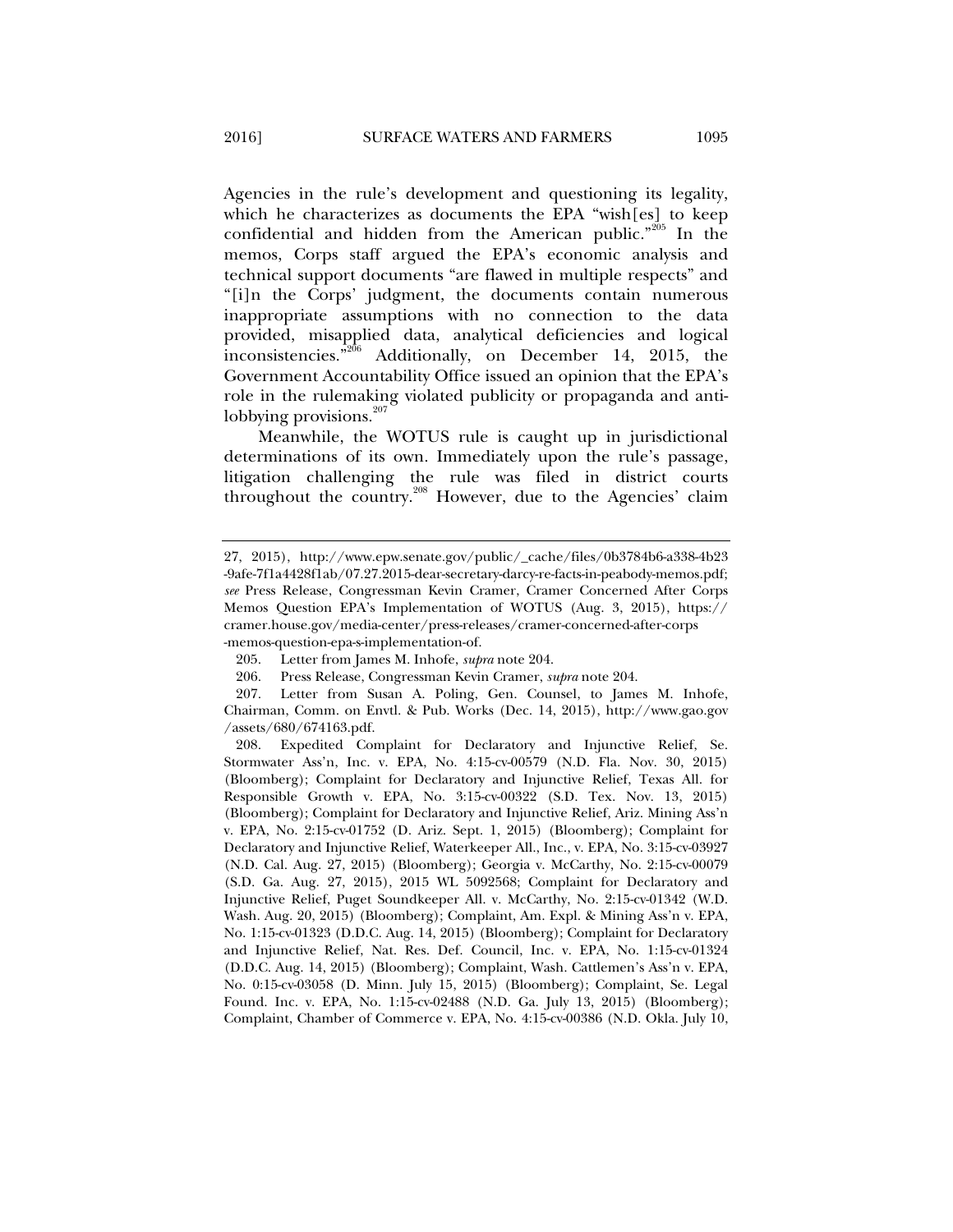Agencies in the rule's development and questioning its legality, which he characterizes as documents the EPA "wish[es] to keep confidential and hidden from the American public."[205] In the memos, Corps staff argued the EPA's economic analysis and technical support documents "are flawed in multiple respects" and "[i]n the Corps' judgment, the documents contain numerous inappropriate assumptions with no connection to the data provided, misapplied data, analytical deficiencies and logical inconsistencies."[206] Additionally, on December 14, 2015, the Government Accountability Office issued an opinion that the EPA's role in the rulemaking violated publicity or propaganda and anti-lobbying provisions.[207]

Meanwhile, the WOTUS rule is caught up in jurisdictional determinations of its own. Immediately upon the rule's passage, litigation challenging the rule was filed in district courts throughout the country.[208] However, due to the Agencies' claim

---

27, 2015), http://www.epw.senate.gov/public/_cache/files/0b3784b6-a338-4b23-9afe-7f1a4428f1ab/07.27.2015-dear-secretary-darcy-re-facts-in-peabody-memos.pdf; *see* Press Release, Congressman Kevin Cramer, Cramer Concerned After Corps Memos Question EPA's Implementation of WOTUS (Aug. 3, 2015), https://cramer.house.gov/media-center/press-releases/cramer-concerned-after-corps-memos-question-epa-s-implementation-of.

205. Letter from James M. Inhofe, *supra* note 204.

206. Press Release, Congressman Kevin Cramer, *supra* note 204.

207. Letter from Susan A. Poling, Gen. Counsel, to James M. Inhofe, Chairman, Comm. on Envtl. & Pub. Works (Dec. 14, 2015), http://www.gao.gov/assets/680/674163.pdf.

208. Expedited Complaint for Declaratory and Injunctive Relief, Se. Stormwater Ass'n, Inc. v. EPA, No. 4:15-cv-00579 (N.D. Fla. Nov. 30, 2015) (Bloomberg); Complaint for Declaratory and Injunctive Relief, Texas All. for Responsible Growth v. EPA, No. 3:15-cv-00322 (S.D. Tex. Nov. 13, 2015) (Bloomberg); Complaint for Declaratory and Injunctive Relief, Ariz. Mining Ass'n v. EPA, No. 2:15-cv-01752 (D. Ariz. Sept. 1, 2015) (Bloomberg); Complaint for Declaratory and Injunctive Relief, Waterkeeper All., Inc., v. EPA, No. 3:15-cv-03927 (N.D. Cal. Aug. 27, 2015) (Bloomberg); Georgia v. McCarthy, No. 2:15-cv-00079 (S.D. Ga. Aug. 27, 2015), 2015 WL 5092568; Complaint for Declaratory and Injunctive Relief, Puget Soundkeeper All. v. McCarthy, No. 2:15-cv-01342 (W.D. Wash. Aug. 20, 2015) (Bloomberg); Complaint, Am. Expl. & Mining Ass'n v. EPA, No. 1:15-cv-01323 (D.D.C. Aug. 14, 2015) (Bloomberg); Complaint for Declaratory and Injunctive Relief, Nat. Res. Def. Council, Inc. v. EPA, No. 1:15-cv-01324 (D.D.C. Aug. 14, 2015) (Bloomberg); Complaint, Wash. Cattlemen's Ass'n v. EPA, No. 0:15-cv-03058 (D. Minn. July 15, 2015) (Bloomberg); Complaint, Se. Legal Found. Inc. v. EPA, No. 1:15-cv-02488 (N.D. Ga. July 13, 2015) (Bloomberg); Complaint, Chamber of Commerce v. EPA, No. 4:15-cv-00386 (N.D. Okla. July 10,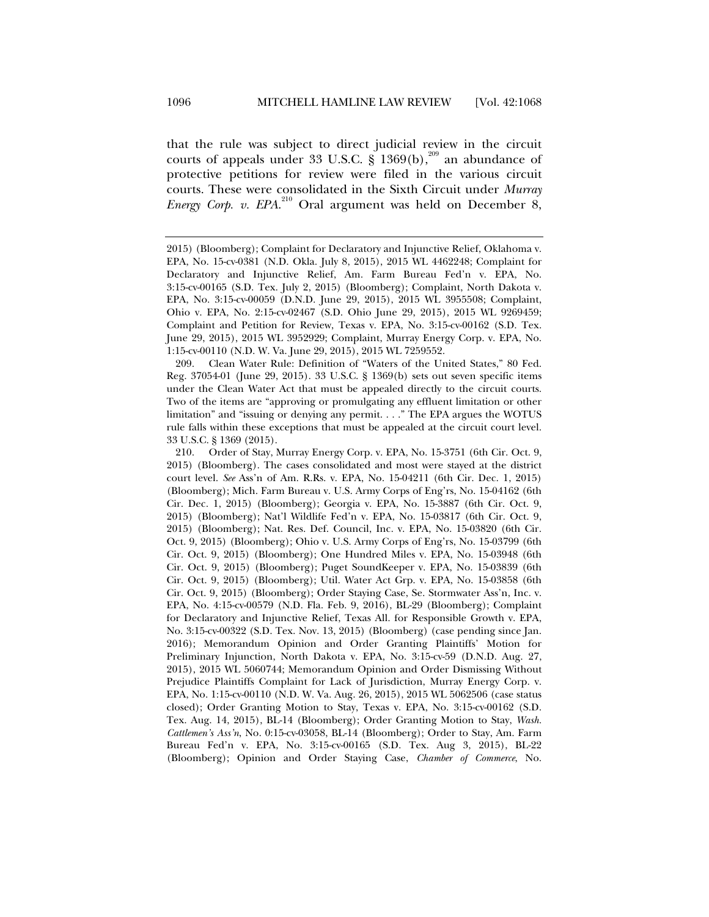that the rule was subject to direct judicial review in the circuit courts of appeals under 33 U.S.C. § 1369(b),[209] an abundance of protective petitions for review were filed in the various circuit courts. These were consolidated in the Sixth Circuit under *Murray Energy Corp. v. EPA*.[210] Oral argument was held on December 8,

---

2015) (Bloomberg); Complaint for Declaratory and Injunctive Relief, Oklahoma v. EPA, No. 15-cv-0381 (N.D. Okla. July 8, 2015), 2015 WL 4462248; Complaint for Declaratory and Injunctive Relief, Am. Farm Bureau Fed'n v. EPA, No. 3:15-cv-00165 (S.D. Tex. July 2, 2015) (Bloomberg); Complaint, North Dakota v. EPA, No. 3:15-cv-00059 (D.N.D. June 29, 2015), 2015 WL 3955508; Complaint, Ohio v. EPA, No. 2:15-cv-02467 (S.D. Ohio June 29, 2015), 2015 WL 9269459; Complaint and Petition for Review, Texas v. EPA, No. 3:15-cv-00162 (S.D. Tex. June 29, 2015), 2015 WL 3952929; Complaint, Murray Energy Corp. v. EPA, No. 1:15-cv-00110 (N.D. W. Va. June 29, 2015), 2015 WL 7259552.

209. Clean Water Rule: Definition of "Waters of the United States," 80 Fed. Reg. 37054-01 (June 29, 2015). 33 U.S.C. § 1369(b) sets out seven specific items under the Clean Water Act that must be appealed directly to the circuit courts. Two of the items are "approving or promulgating any effluent limitation or other limitation" and "issuing or denying any permit. . . ." The EPA argues the WOTUS rule falls within these exceptions that must be appealed at the circuit court level. 33 U.S.C. § 1369 (2015).

210. Order of Stay, Murray Energy Corp. v. EPA, No. 15-3751 (6th Cir. Oct. 9, 2015) (Bloomberg). The cases consolidated and most were stayed at the district court level. *See* Ass'n of Am. R.Rs. v. EPA, No. 15-04211 (6th Cir. Dec. 1, 2015) (Bloomberg); Mich. Farm Bureau v. U.S. Army Corps of Eng'rs, No. 15-04162 (6th Cir. Dec. 1, 2015) (Bloomberg); Georgia v. EPA, No. 15-3887 (6th Cir. Oct. 9, 2015) (Bloomberg); Nat'l Wildlife Fed'n v. EPA, No. 15-03817 (6th Cir. Oct. 9, 2015) (Bloomberg); Nat. Res. Def. Council, Inc. v. EPA, No. 15-03820 (6th Cir. Oct. 9, 2015) (Bloomberg); Ohio v. U.S. Army Corps of Eng'rs, No. 15-03799 (6th Cir. Oct. 9, 2015) (Bloomberg); One Hundred Miles v. EPA, No. 15-03948 (6th Cir. Oct. 9, 2015) (Bloomberg); Puget SoundKeeper v. EPA, No. 15-03839 (6th Cir. Oct. 9, 2015) (Bloomberg); Util. Water Act Grp. v. EPA, No. 15-03858 (6th Cir. Oct. 9, 2015) (Bloomberg); Order Staying Case, Se. Stormwater Ass'n, Inc. v. EPA, No. 4:15-cv-00579 (N.D. Fla. Feb. 9, 2016), BL-29 (Bloomberg); Complaint for Declaratory and Injunctive Relief, Texas All. for Responsible Growth v. EPA, No. 3:15-cv-00322 (S.D. Tex. Nov. 13, 2015) (Bloomberg) (case pending since Jan. 2016); Memorandum Opinion and Order Granting Plaintiffs' Motion for Preliminary Injunction, North Dakota v. EPA, No. 3:15-cv-59 (D.N.D. Aug. 27, 2015), 2015 WL 5060744; Memorandum Opinion and Order Dismissing Without Prejudice Plaintiffs Complaint for Lack of Jurisdiction, Murray Energy Corp. v. EPA, No. 1:15-cv-00110 (N.D. W. Va. Aug. 26, 2015), 2015 WL 5062506 (case status closed); Order Granting Motion to Stay, Texas v. EPA, No. 3:15-cv-00162 (S.D. Tex. Aug. 14, 2015), BL-14 (Bloomberg); Order Granting Motion to Stay, *Wash. Cattlemen's Ass'n*, No. 0:15-cv-03058, BL-14 (Bloomberg); Order to Stay, Am. Farm Bureau Fed'n v. EPA, No. 3:15-cv-00165 (S.D. Tex. Aug 3, 2015), BL-22 (Bloomberg); Opinion and Order Staying Case, *Chamber of Commerce*, No.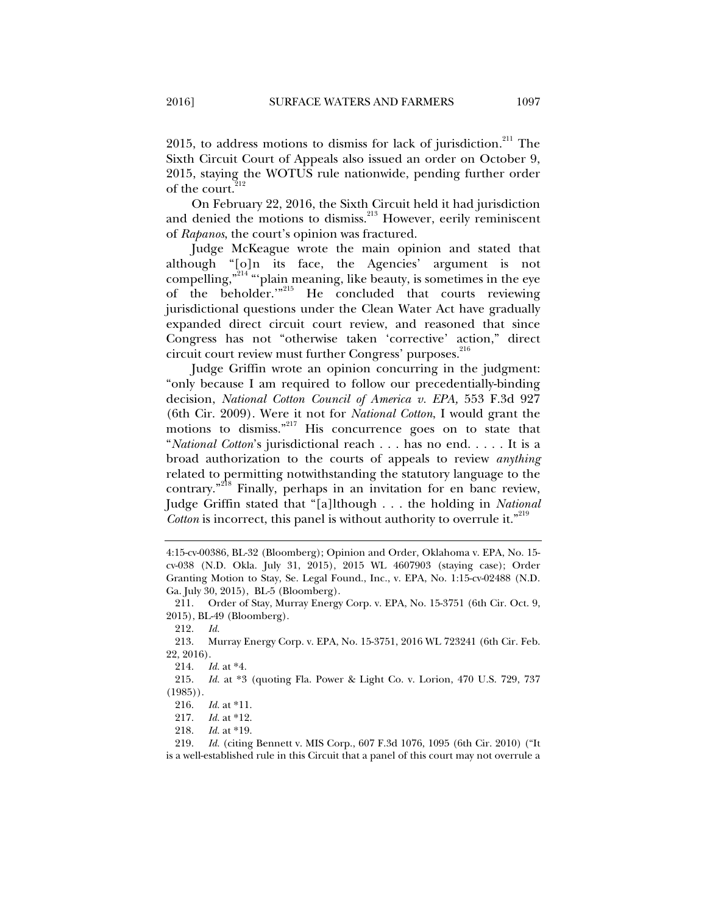2015, to address motions to dismiss for lack of jurisdiction.[211] The Sixth Circuit Court of Appeals also issued an order on October 9, 2015, staying the WOTUS rule nationwide, pending further order of the court.[212]

On February 22, 2016, the Sixth Circuit held it had jurisdiction and denied the motions to dismiss.[213] However, eerily reminiscent of *Rapanos*, the court's opinion was fractured.

Judge McKeague wrote the main opinion and stated that although "[o]n its face, the Agencies' argument is not compelling,"[214] "'plain meaning, like beauty, is sometimes in the eye of the beholder.'"[215] He concluded that courts reviewing jurisdictional questions under the Clean Water Act have gradually expanded direct circuit court review, and reasoned that since Congress has not "otherwise taken 'corrective' action," direct circuit court review must further Congress' purposes.[216]

Judge Griffin wrote an opinion concurring in the judgment: "only because I am required to follow our precedentially-binding decision, *National Cotton Council of America v. EPA,* 553 F.3d 927 (6th Cir. 2009). Were it not for *National Cotton*, I would grant the motions to dismiss."[217] His concurrence goes on to state that "*National Cotton*'s jurisdictional reach . . . has no end. . . . . It is a broad authorization to the courts of appeals to review *anything* related to permitting notwithstanding the statutory language to the contrary."[218] Finally, perhaps in an invitation for en banc review, Judge Griffin stated that "[a]lthough . . . the holding in *National Cotton* is incorrect, this panel is without authority to overrule it."[219]

---

4:15-cv-00386, BL-32 (Bloomberg); Opinion and Order, Oklahoma v. EPA, No. 15-cv-038 (N.D. Okla. July 31, 2015), 2015 WL 4607903 (staying case); Order Granting Motion to Stay, Se. Legal Found., Inc., v. EPA, No. 1:15-cv-02488 (N.D. Ga. July 30, 2015), BL-5 (Bloomberg).

211. Order of Stay, Murray Energy Corp. v. EPA, No. 15-3751 (6th Cir. Oct. 9, 2015), BL-49 (Bloomberg).

212. *Id.*

213. Murray Energy Corp. v. EPA, No. 15-3751, 2016 WL 723241 (6th Cir. Feb. 22, 2016).

214. *Id.* at *4.

215. *Id.* at *3 (quoting Fla. Power & Light Co. v. Lorion, 470 U.S. 729, 737 (1985)).

216. *Id.* at *11.

217. *Id.* at *12.

218. *Id.* at *19.

219. *Id.* (citing Bennett v. MIS Corp., 607 F.3d 1076, 1095 (6th Cir. 2010) ("It is a well-established rule in this Circuit that a panel of this court may not overrule a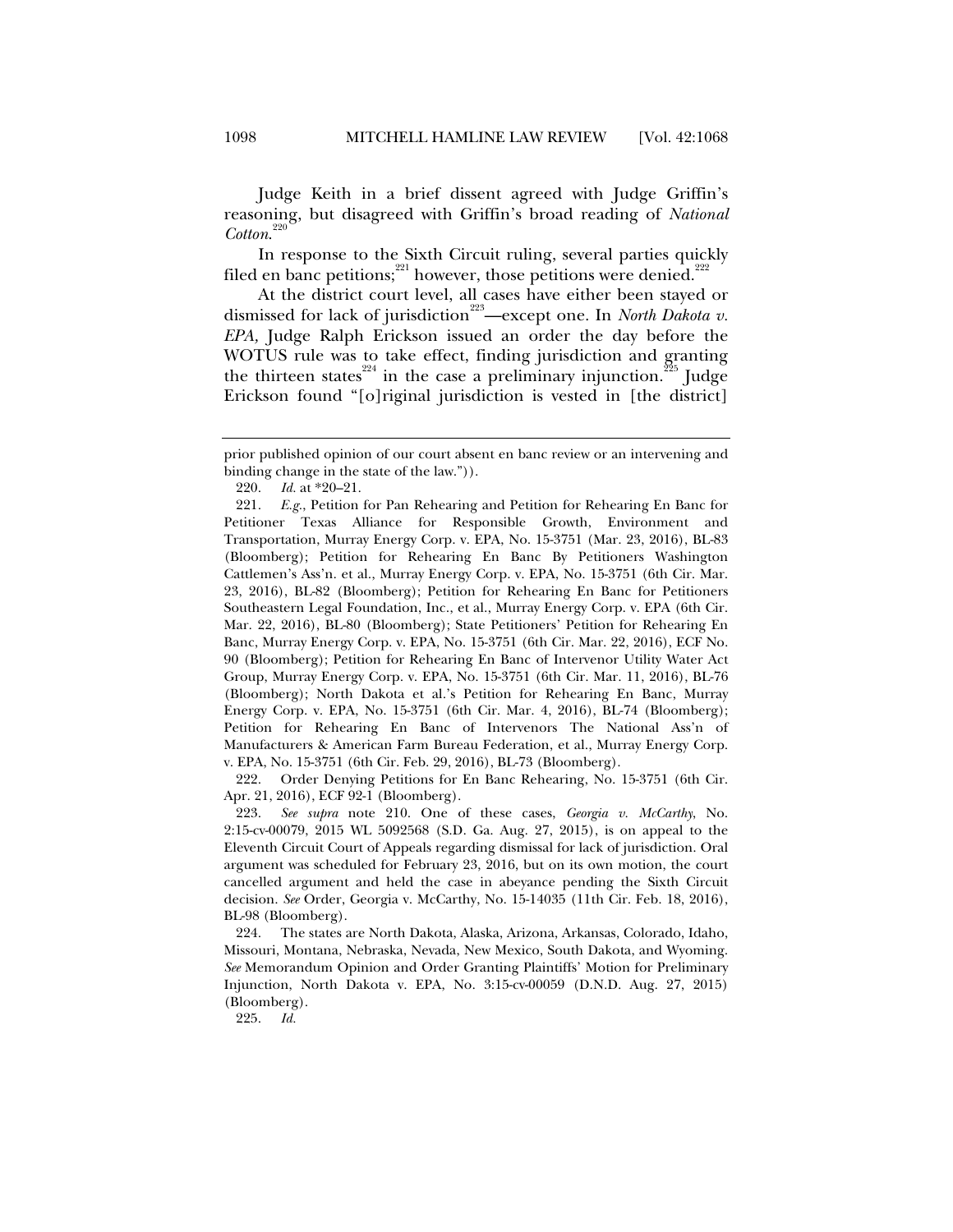Judge Keith in a brief dissent agreed with Judge Griffin's reasoning, but disagreed with Griffin's broad reading of *National Cotton*.[220]

In response to the Sixth Circuit ruling, several parties quickly filed en banc petitions;[221] however, those petitions were denied.[222]

At the district court level, all cases have either been stayed or dismissed for lack of jurisdiction[223]—except one. In *North Dakota v. EPA,* Judge Ralph Erickson issued an order the day before the WOTUS rule was to take effect, finding jurisdiction and granting the thirteen states[224] in the case a preliminary injunction.[225] Judge Erickson found "[o]riginal jurisdiction is vested in [the district]

---

prior published opinion of our court absent en banc review or an intervening and binding change in the state of the law.")).

220. *Id.* at *20–21.

221. *E.g.*, Petition for Pan Rehearing and Petition for Rehearing En Banc for Petitioner Texas Alliance for Responsible Growth, Environment and Transportation, Murray Energy Corp. v. EPA, No. 15-3751 (Mar. 23, 2016), BL-83 (Bloomberg); Petition for Rehearing En Banc By Petitioners Washington Cattlemen's Ass'n. et al., Murray Energy Corp. v. EPA, No. 15-3751 (6th Cir. Mar. 23, 2016), BL-82 (Bloomberg); Petition for Rehearing En Banc for Petitioners Southeastern Legal Foundation, Inc., et al., Murray Energy Corp. v. EPA (6th Cir. Mar. 22, 2016), BL-80 (Bloomberg); State Petitioners' Petition for Rehearing En Banc, Murray Energy Corp. v. EPA, No. 15-3751 (6th Cir. Mar. 22, 2016), ECF No. 90 (Bloomberg); Petition for Rehearing En Banc of Intervenor Utility Water Act Group, Murray Energy Corp. v. EPA, No. 15-3751 (6th Cir. Mar. 11, 2016), BL-76 (Bloomberg); North Dakota et al.'s Petition for Rehearing En Banc, Murray Energy Corp. v. EPA, No. 15-3751 (6th Cir. Mar. 4, 2016), BL-74 (Bloomberg); Petition for Rehearing En Banc of Intervenors The National Ass'n of Manufacturers & American Farm Bureau Federation, et al., Murray Energy Corp. v. EPA, No. 15-3751 (6th Cir. Feb. 29, 2016), BL-73 (Bloomberg).

222. Order Denying Petitions for En Banc Rehearing, No. 15-3751 (6th Cir. Apr. 21, 2016), ECF 92-1 (Bloomberg).

223. *See supra* note 210. One of these cases, *Georgia v. McCarthy*, No. 2:15-cv-00079, 2015 WL 5092568 (S.D. Ga. Aug. 27, 2015), is on appeal to the Eleventh Circuit Court of Appeals regarding dismissal for lack of jurisdiction. Oral argument was scheduled for February 23, 2016, but on its own motion, the court cancelled argument and held the case in abeyance pending the Sixth Circuit decision. *See* Order, Georgia v. McCarthy, No. 15-14035 (11th Cir. Feb. 18, 2016), BL-98 (Bloomberg).

224. The states are North Dakota, Alaska, Arizona, Arkansas, Colorado, Idaho, Missouri, Montana, Nebraska, Nevada, New Mexico, South Dakota, and Wyoming. *See* Memorandum Opinion and Order Granting Plaintiffs' Motion for Preliminary Injunction, North Dakota v. EPA, No. 3:15-cv-00059 (D.N.D. Aug. 27, 2015) (Bloomberg).

225. *Id.*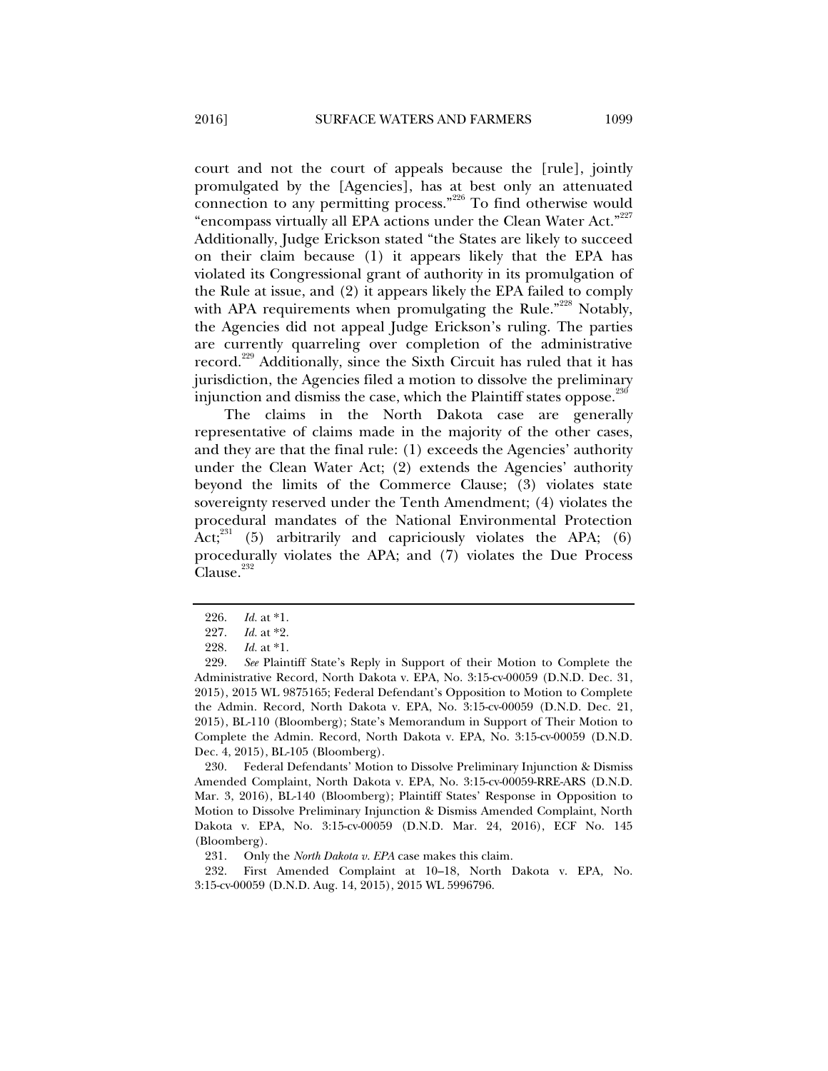court and not the court of appeals because the [rule], jointly promulgated by the [Agencies], has at best only an attenuated connection to any permitting process."[226] To find otherwise would "encompass virtually all EPA actions under the Clean Water Act."[227] Additionally, Judge Erickson stated "the States are likely to succeed on their claim because (1) it appears likely that the EPA has violated its Congressional grant of authority in its promulgation of the Rule at issue, and (2) it appears likely the EPA failed to comply with APA requirements when promulgating the Rule."[228] Notably, the Agencies did not appeal Judge Erickson's ruling. The parties are currently quarreling over completion of the administrative record.[229] Additionally, since the Sixth Circuit has ruled that it has jurisdiction, the Agencies filed a motion to dissolve the preliminary injunction and dismiss the case, which the Plaintiff states oppose.[230]

The claims in the North Dakota case are generally representative of claims made in the majority of the other cases, and they are that the final rule: (1) exceeds the Agencies' authority under the Clean Water Act; (2) extends the Agencies' authority beyond the limits of the Commerce Clause; (3) violates state sovereignty reserved under the Tenth Amendment; (4) violates the procedural mandates of the National Environmental Protection Act;[231] (5) arbitrarily and capriciously violates the APA; (6) procedurally violates the APA; and (7) violates the Due Process Clause.[232]

---

226. *Id.* at *1.

227. *Id.* at *2.

228. *Id.* at *1.

229. *See* Plaintiff State's Reply in Support of their Motion to Complete the Administrative Record, North Dakota v. EPA, No. 3:15-cv-00059 (D.N.D. Dec. 31, 2015), 2015 WL 9875165; Federal Defendant's Opposition to Motion to Complete the Admin. Record, North Dakota v. EPA, No. 3:15-cv-00059 (D.N.D. Dec. 21, 2015), BL-110 (Bloomberg); State's Memorandum in Support of Their Motion to Complete the Admin. Record, North Dakota v. EPA, No. 3:15-cv-00059 (D.N.D. Dec. 4, 2015), BL-105 (Bloomberg).

230. Federal Defendants' Motion to Dissolve Preliminary Injunction & Dismiss Amended Complaint, North Dakota v. EPA, No. 3:15-cv-00059-RRE-ARS (D.N.D. Mar. 3, 2016), BL-140 (Bloomberg); Plaintiff States' Response in Opposition to Motion to Dissolve Preliminary Injunction & Dismiss Amended Complaint, North Dakota v. EPA, No. 3:15-cv-00059 (D.N.D. Mar. 24, 2016), ECF No. 145 (Bloomberg).

231. Only the *North Dakota v. EPA* case makes this claim.

232. First Amended Complaint at 10–18, North Dakota v. EPA*,* No. 3:15-cv-00059 (D.N.D. Aug. 14, 2015), 2015 WL 5996796.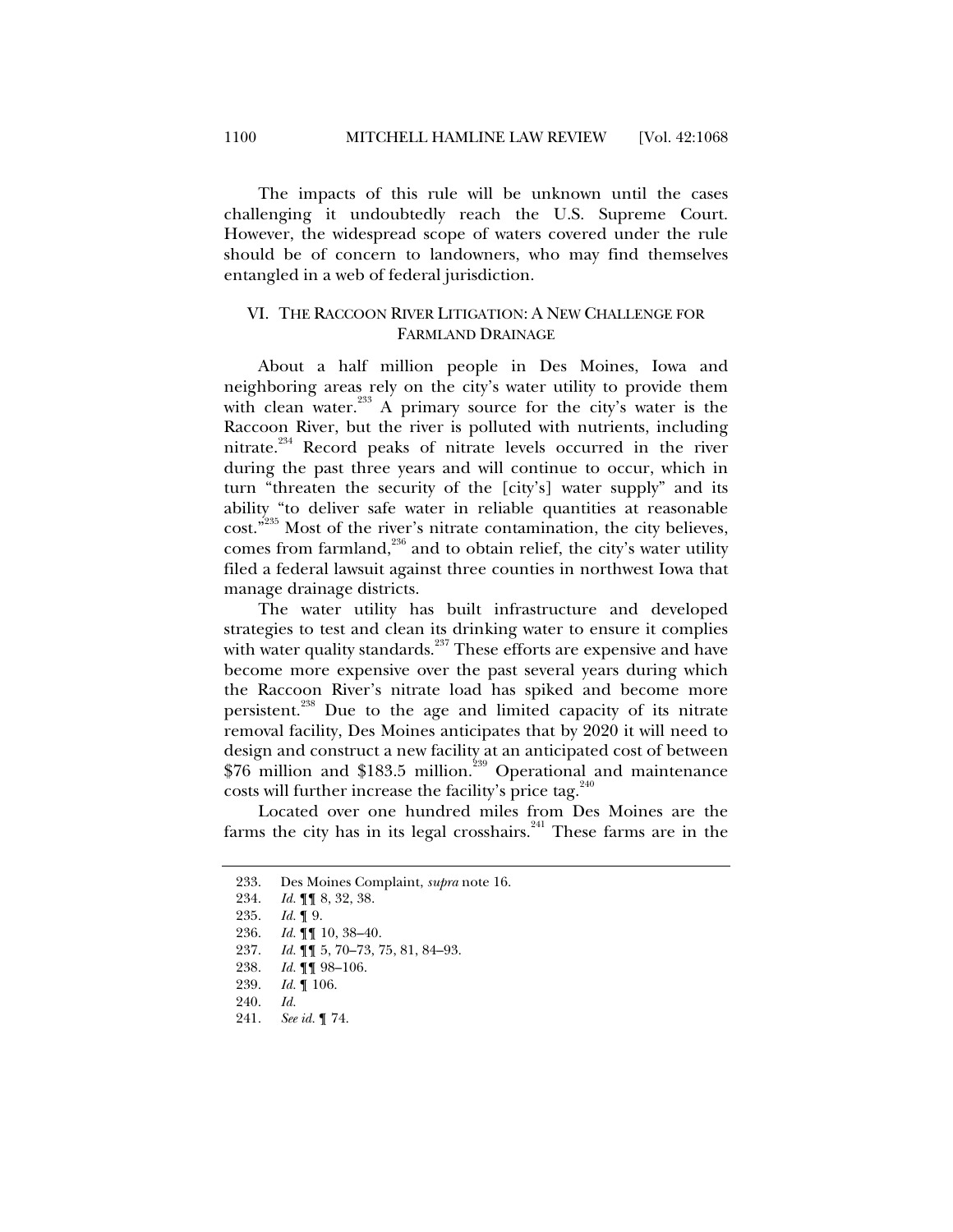The impacts of this rule will be unknown until the cases challenging it undoubtedly reach the U.S. Supreme Court. However, the widespread scope of waters covered under the rule should be of concern to landowners, who may find themselves entangled in a web of federal jurisdiction.

## VI. THE RACCOON RIVER LITIGATION: A NEW CHALLENGE FOR FARMLAND DRAINAGE

About a half million people in Des Moines, Iowa and neighboring areas rely on the city's water utility to provide them with clean water.[233] A primary source for the city's water is the Raccoon River, but the river is polluted with nutrients, including nitrate.[234] Record peaks of nitrate levels occurred in the river during the past three years and will continue to occur, which in turn "threaten the security of the [city's] water supply" and its ability "to deliver safe water in reliable quantities at reasonable cost."[235] Most of the river's nitrate contamination, the city believes, comes from farmland,[236] and to obtain relief, the city's water utility filed a federal lawsuit against three counties in northwest Iowa that manage drainage districts.

The water utility has built infrastructure and developed strategies to test and clean its drinking water to ensure it complies with water quality standards.[237] These efforts are expensive and have become more expensive over the past several years during which the Raccoon River's nitrate load has spiked and become more persistent.[238] Due to the age and limited capacity of its nitrate removal facility, Des Moines anticipates that by 2020 it will need to design and construct a new facility at an anticipated cost of between \$76 million and \$183.5 million.[239] Operational and maintenance costs will further increase the facility's price tag.[240]

Located over one hundred miles from Des Moines are the farms the city has in its legal crosshairs.[241] These farms are in the

233. Des Moines Complaint, *supra* note 16.
234. *Id.* ¶¶ 8, 32, 38.
235. *Id.* ¶ 9.
236. *Id.* ¶¶ 10, 38–40.
237. *Id.* ¶¶ 5, 70–73, 75, 81, 84–93.
238. *Id.* ¶¶ 98–106.
239. *Id.* ¶ 106.
240. *Id.*
241. *See id.* ¶ 74.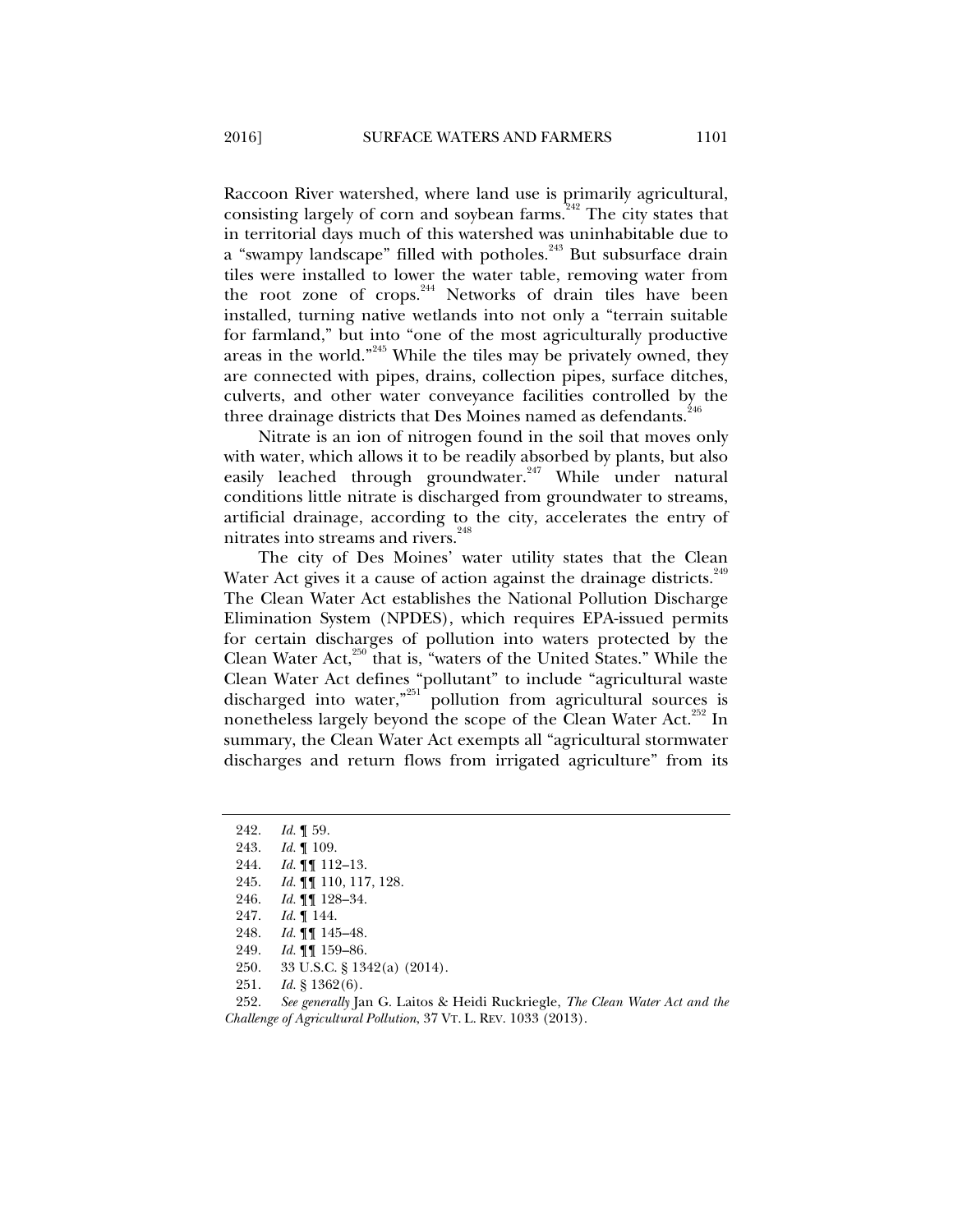Raccoon River watershed, where land use is primarily agricultural, consisting largely of corn and soybean farms.[242] The city states that in territorial days much of this watershed was uninhabitable due to a "swampy landscape" filled with potholes.[243] But subsurface drain tiles were installed to lower the water table, removing water from the root zone of crops.[244] Networks of drain tiles have been installed, turning native wetlands into not only a "terrain suitable for farmland," but into "one of the most agriculturally productive areas in the world."[245] While the tiles may be privately owned, they are connected with pipes, drains, collection pipes, surface ditches, culverts, and other water conveyance facilities controlled by the three drainage districts that Des Moines named as defendants.[246]

Nitrate is an ion of nitrogen found in the soil that moves only with water, which allows it to be readily absorbed by plants, but also easily leached through groundwater.[247] While under natural conditions little nitrate is discharged from groundwater to streams, artificial drainage, according to the city, accelerates the entry of nitrates into streams and rivers.[248]

The city of Des Moines' water utility states that the Clean Water Act gives it a cause of action against the drainage districts.[249] The Clean Water Act establishes the National Pollution Discharge Elimination System (NPDES), which requires EPA-issued permits for certain discharges of pollution into waters protected by the Clean Water Act,[250] that is, "waters of the United States." While the Clean Water Act defines "pollutant" to include "agricultural waste discharged into water,"[251] pollution from agricultural sources is nonetheless largely beyond the scope of the Clean Water Act.[252] In summary, the Clean Water Act exempts all "agricultural stormwater discharges and return flows from irrigated agriculture" from its

---

242. *Id.* ¶ 59.

243. *Id.* ¶ 109.

244. *Id.* ¶¶ 112–13.

245. *Id.* ¶¶ 110, 117, 128.

246. *Id.* ¶¶ 128–34.

247. *Id.* ¶ 144.

248. *Id.* ¶¶ 145–48.

249. *Id.* ¶¶ 159–86.

250. 33 U.S.C. § 1342(a) (2014).

251. *Id.* § 1362(6).

252. *See generally* Jan G. Laitos & Heidi Ruckriegle, *The Clean Water Act and the Challenge of Agricultural Pollution*, 37 VT. L. REV. 1033 (2013).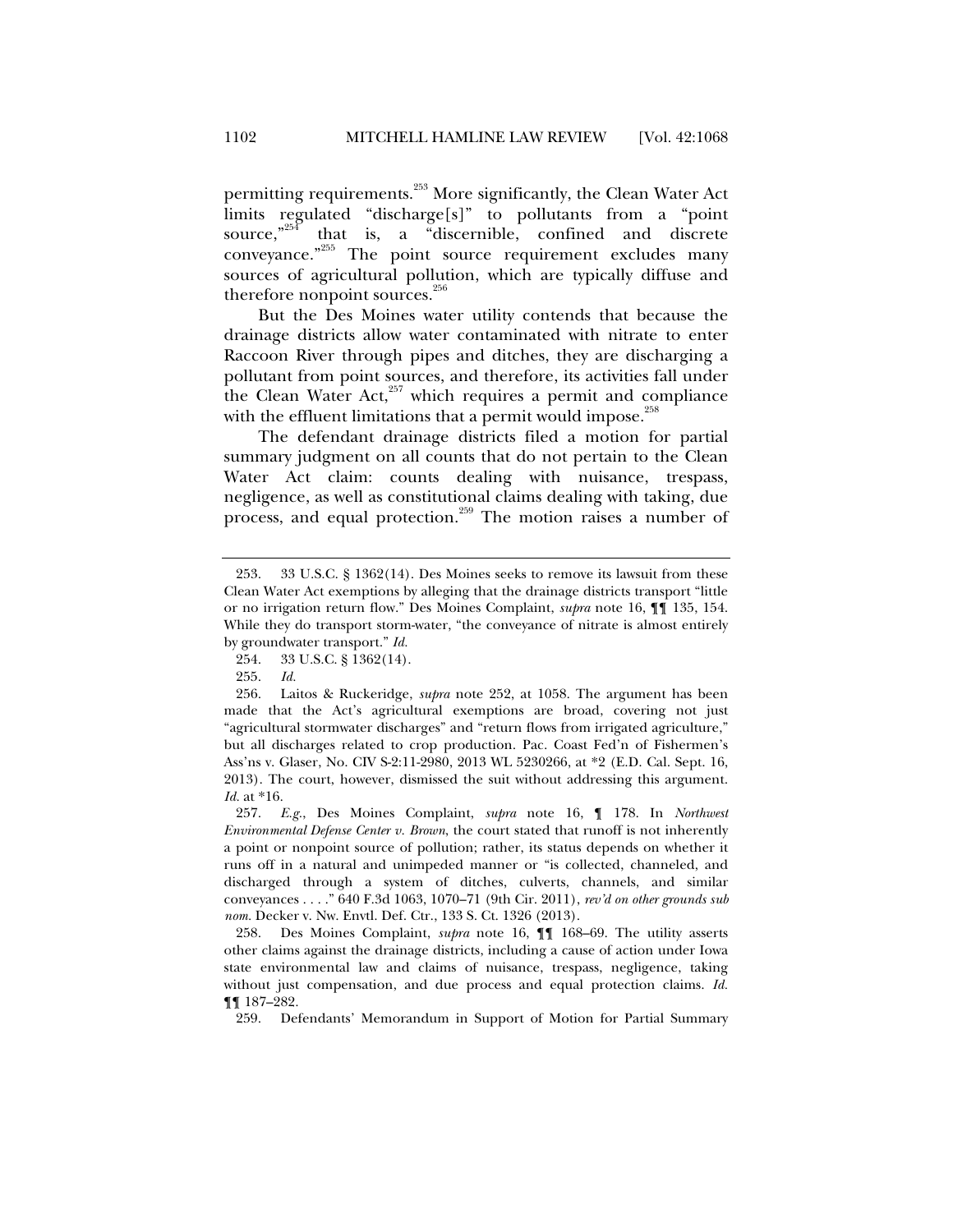permitting requirements.[253] More significantly, the Clean Water Act limits regulated "discharge[s]" to pollutants from a "point source,"[254] that is, a "discernible, confined and discrete conveyance."[255] The point source requirement excludes many sources of agricultural pollution, which are typically diffuse and therefore nonpoint sources.[256]

But the Des Moines water utility contends that because the drainage districts allow water contaminated with nitrate to enter Raccoon River through pipes and ditches, they are discharging a pollutant from point sources, and therefore, its activities fall under the Clean Water Act,[257] which requires a permit and compliance with the effluent limitations that a permit would impose.[258]

The defendant drainage districts filed a motion for partial summary judgment on all counts that do not pertain to the Clean Water Act claim: counts dealing with nuisance, trespass, negligence, as well as constitutional claims dealing with taking, due process, and equal protection.[259] The motion raises a number of

---

253. 33 U.S.C. § 1362(14). Des Moines seeks to remove its lawsuit from these Clean Water Act exemptions by alleging that the drainage districts transport "little or no irrigation return flow." Des Moines Complaint, *supra* note 16, ¶¶ 135, 154. While they do transport storm-water, "the conveyance of nitrate is almost entirely by groundwater transport." *Id.*

254. 33 U.S.C. § 1362(14).

255. *Id.*

256. Laitos & Ruckeridge, *supra* note 252, at 1058. The argument has been made that the Act's agricultural exemptions are broad, covering not just "agricultural stormwater discharges" and "return flows from irrigated agriculture," but all discharges related to crop production. Pac. Coast Fed'n of Fishermen's Ass'ns v. Glaser, No. CIV S-2:11-2980, 2013 WL 5230266, at *2 (E.D. Cal. Sept. 16, 2013). The court, however, dismissed the suit without addressing this argument. *Id.* at *16.

257. *E.g.*, Des Moines Complaint, *supra* note 16, ¶ 178. In *Northwest Environmental Defense Center v. Brown*, the court stated that runoff is not inherently a point or nonpoint source of pollution; rather, its status depends on whether it runs off in a natural and unimpeded manner or "is collected, channeled, and discharged through a system of ditches, culverts, channels, and similar conveyances . . . ." 640 F.3d 1063, 1070–71 (9th Cir. 2011), *rev'd on other grounds sub nom.* Decker v. Nw. Envtl. Def. Ctr., 133 S. Ct. 1326 (2013).

258. Des Moines Complaint, *supra* note 16, ¶¶ 168–69. The utility asserts other claims against the drainage districts, including a cause of action under Iowa state environmental law and claims of nuisance, trespass, negligence, taking without just compensation, and due process and equal protection claims. *Id.* ¶¶ 187–282.

259. Defendants' Memorandum in Support of Motion for Partial Summary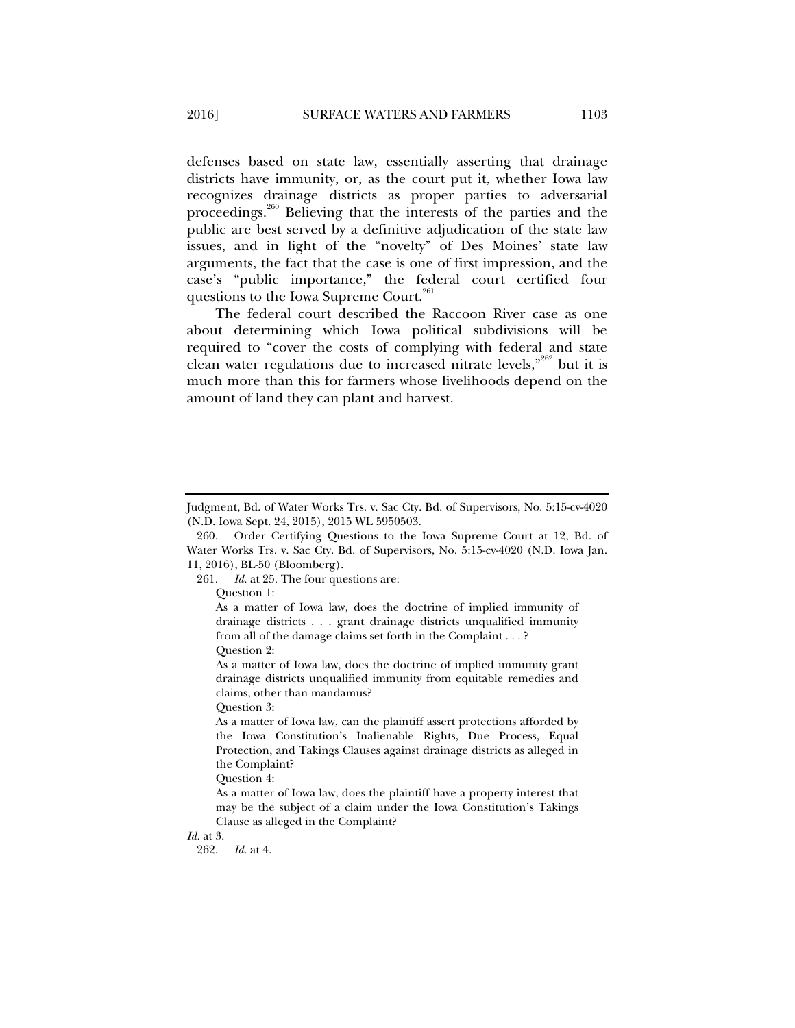defenses based on state law, essentially asserting that drainage districts have immunity, or, as the court put it, whether Iowa law recognizes drainage districts as proper parties to adversarial proceedings.[260] Believing that the interests of the parties and the public are best served by a definitive adjudication of the state law issues, and in light of the "novelty" of Des Moines' state law arguments, the fact that the case is one of first impression, and the case's "public importance," the federal court certified four questions to the Iowa Supreme Court.[261]

The federal court described the Raccoon River case as one about determining which Iowa political subdivisions will be required to "cover the costs of complying with federal and state clean water regulations due to increased nitrate levels,"[262] but it is much more than this for farmers whose livelihoods depend on the amount of land they can plant and harvest.

---

Judgment, Bd. of Water Works Trs. v. Sac Cty. Bd. of Supervisors, No. 5:15-cv-4020 (N.D. Iowa Sept. 24, 2015), 2015 WL 5950503.

260. Order Certifying Questions to the Iowa Supreme Court at 12, Bd. of Water Works Trs. v. Sac Cty. Bd. of Supervisors, No. 5:15-cv-4020 (N.D. Iowa Jan. 11, 2016), BL-50 (Bloomberg).

261. *Id.* at 25. The four questions are:

> Question 1:
>
> As a matter of Iowa law, does the doctrine of implied immunity of drainage districts . . . grant drainage districts unqualified immunity from all of the damage claims set forth in the Complaint . . . ?
>
> Question 2:
>
> As a matter of Iowa law, does the doctrine of implied immunity grant drainage districts unqualified immunity from equitable remedies and claims, other than mandamus?
>
> Question 3:
>
> As a matter of Iowa law, can the plaintiff assert protections afforded by the Iowa Constitution's Inalienable Rights, Due Process, Equal Protection, and Takings Clauses against drainage districts as alleged in the Complaint?
>
> Question 4:
>
> As a matter of Iowa law, does the plaintiff have a property interest that may be the subject of a claim under the Iowa Constitution's Takings Clause as alleged in the Complaint?

*Id.* at 3.

262. *Id.* at 4.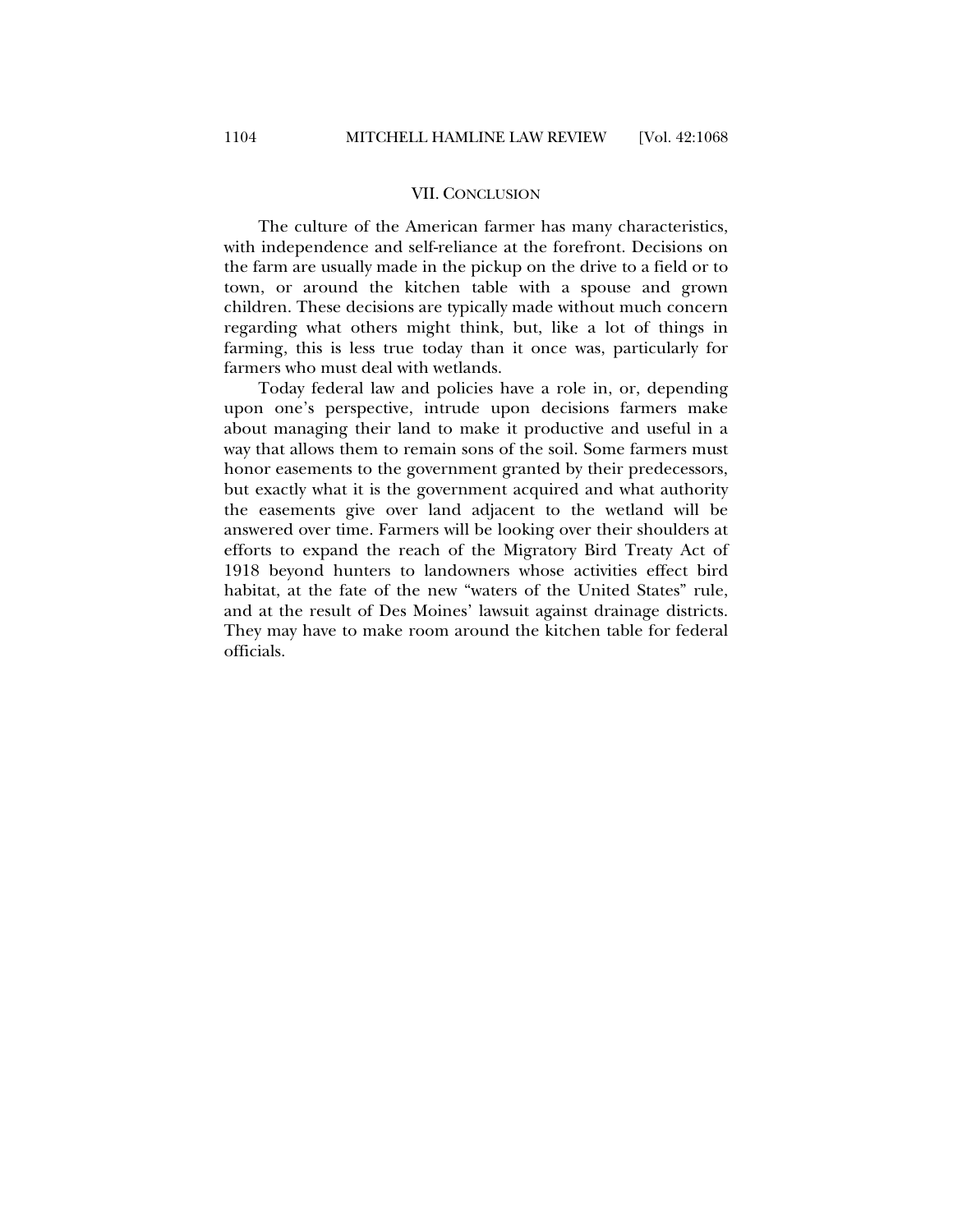## VII. CONCLUSION

The culture of the American farmer has many characteristics, with independence and self-reliance at the forefront. Decisions on the farm are usually made in the pickup on the drive to a field or to town, or around the kitchen table with a spouse and grown children. These decisions are typically made without much concern regarding what others might think, but, like a lot of things in farming, this is less true today than it once was, particularly for farmers who must deal with wetlands.

Today federal law and policies have a role in, or, depending upon one's perspective, intrude upon decisions farmers make about managing their land to make it productive and useful in a way that allows them to remain sons of the soil. Some farmers must honor easements to the government granted by their predecessors, but exactly what it is the government acquired and what authority the easements give over land adjacent to the wetland will be answered over time. Farmers will be looking over their shoulders at efforts to expand the reach of the Migratory Bird Treaty Act of 1918 beyond hunters to landowners whose activities effect bird habitat, at the fate of the new "waters of the United States" rule, and at the result of Des Moines' lawsuit against drainage districts. They may have to make room around the kitchen table for federal officials.